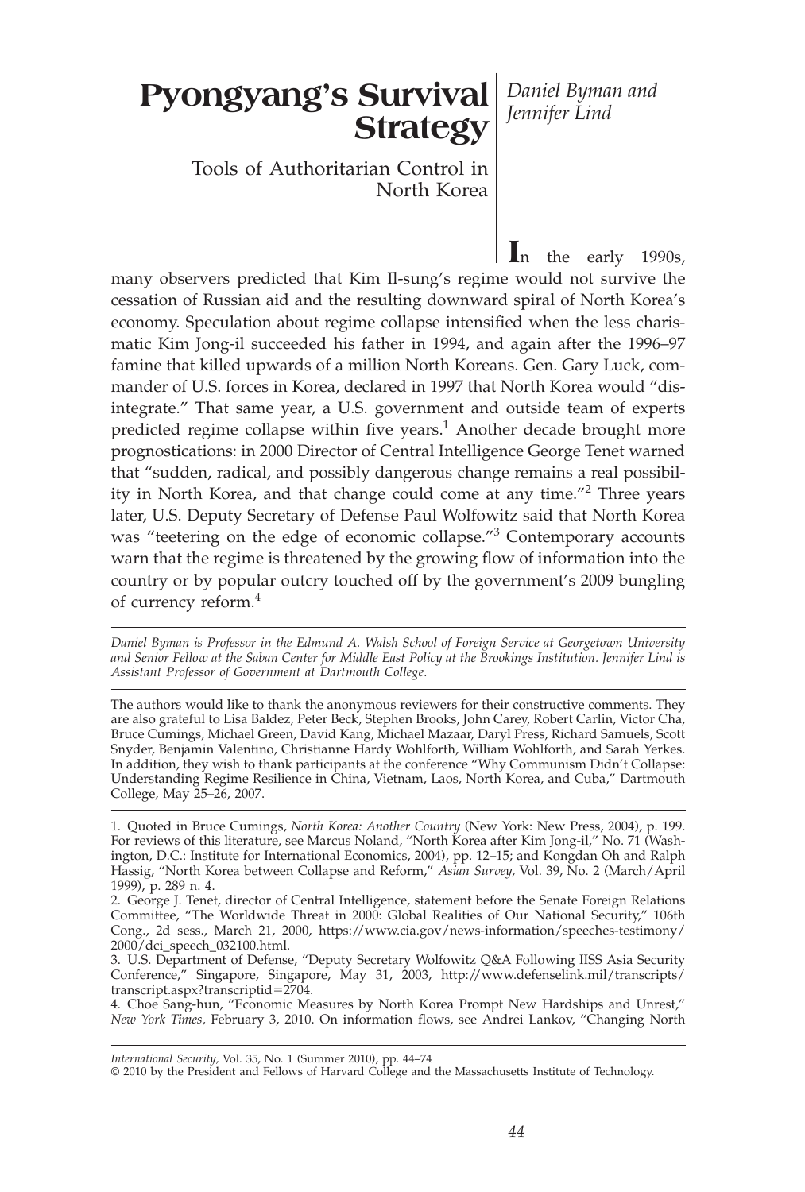# Pyongyang's Survival Strategy

## Tools of Authoritarian Control in North Korea

*Daniel Byman and Jennifer Lind*

In the early 1990s, many observers predicted that Kim Il-sung's regime would not survive the cessation of Russian aid and the resulting downward spiral of North Korea's economy. Speculation about regime collapse intensified when the less charismatic Kim Jong-il succeeded his father in 1994, and again after the 1996–97 famine that killed upwards of a million North Koreans. Gen. Gary Luck, commander of U.S. forces in Korea, declared in 1997 that North Korea would "disintegrate." That same year, a U.S. government and outside team of experts predicted regime collapse within five years.[1] Another decade brought more prognostications: in 2000 Director of Central Intelligence George Tenet warned that "sudden, radical, and possibly dangerous change remains a real possibility in North Korea, and that change could come at any time."[2] Three years later, U.S. Deputy Secretary of Defense Paul Wolfowitz said that North Korea was "teetering on the edge of economic collapse."[3] Contemporary accounts warn that the regime is threatened by the growing flow of information into the country or by popular outcry touched off by the government's 2009 bungling of currency reform.[4]

*Daniel Byman is Professor in the Edmund A. Walsh School of Foreign Service at Georgetown University and Senior Fellow at the Saban Center for Middle East Policy at the Brookings Institution. Jennifer Lind is Assistant Professor of Government at Dartmouth College.*

The authors would like to thank the anonymous reviewers for their constructive comments. They are also grateful to Lisa Baldez, Peter Beck, Stephen Brooks, John Carey, Robert Carlin, Victor Cha, Bruce Cumings, Michael Green, David Kang, Michael Mazaar, Daryl Press, Richard Samuels, Scott Snyder, Benjamin Valentino, Christianne Hardy Wohlforth, William Wohlforth, and Sarah Yerkes. In addition, they wish to thank participants at the conference "Why Communism Didn't Collapse: Understanding Regime Resilience in China, Vietnam, Laos, North Korea, and Cuba," Dartmouth College, May 25–26, 2007.

1. Quoted in Bruce Cumings, *North Korea: Another Country* (New York: New Press, 2004), p. 199. For reviews of this literature, see Marcus Noland, "North Korea after Kim Jong-il," No. 71 (Washington, D.C.: Institute for International Economics, 2004), pp. 12–15; and Kongdan Oh and Ralph Hassig, "North Korea between Collapse and Reform," *Asian Survey*, Vol. 39, No. 2 (March/April 1999), p. 289 n. 4.

2. George J. Tenet, director of Central Intelligence, statement before the Senate Foreign Relations Committee, "The Worldwide Threat in 2000: Global Realities of Our National Security," 106th Cong., 2d sess., March 21, 2000, https://www.cia.gov/news-information/speeches-testimony/2000/dci_speech_032100.html.

3. U.S. Department of Defense, "Deputy Secretary Wolfowitz Q&A Following IISS Asia Security Conference," Singapore, Singapore, May 31, 2003, http://www.defenselink.mil/transcripts/transcript.aspx?transcriptid=2704.

4. Choe Sang-hun, "Economic Measures by North Korea Prompt New Hardships and Unrest," *New York Times*, February 3, 2010. On information flows, see Andrei Lankov, "Changing North

*International Security*, Vol. 35, No. 1 (Summer 2010), pp. 44–74
© 2010 by the President and Fellows of Harvard College and the Massachusetts Institute of Technology.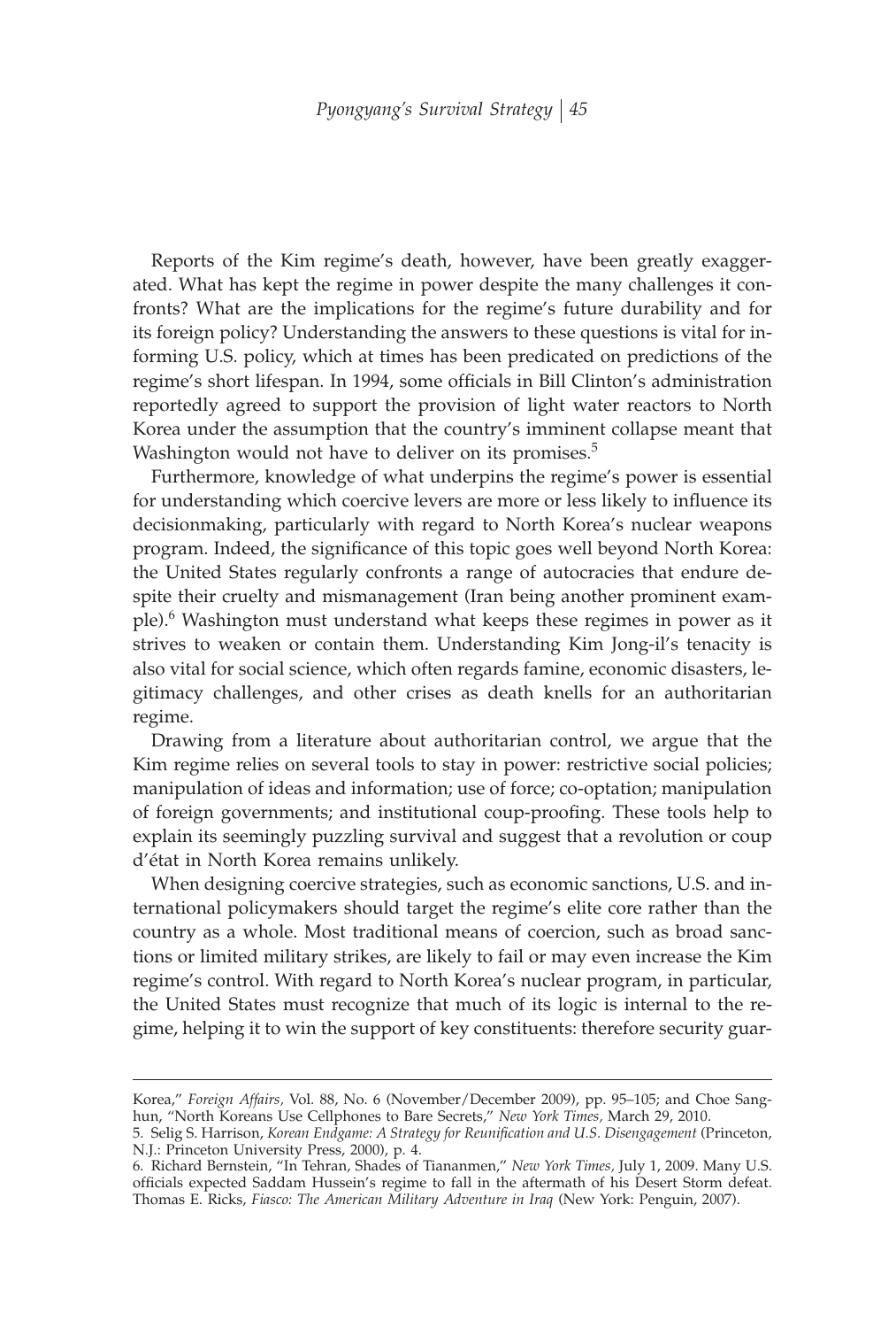Reports of the Kim regime's death, however, have been greatly exaggerated. What has kept the regime in power despite the many challenges it confronts? What are the implications for the regime's future durability and for its foreign policy? Understanding the answers to these questions is vital for informing U.S. policy, which at times has been predicated on predictions of the regime's short lifespan. In 1994, some officials in Bill Clinton's administration reportedly agreed to support the provision of light water reactors to North Korea under the assumption that the country's imminent collapse meant that Washington would not have to deliver on its promises.[5]

Furthermore, knowledge of what underpins the regime's power is essential for understanding which coercive levers are more or less likely to influence its decisionmaking, particularly with regard to North Korea's nuclear weapons program. Indeed, the significance of this topic goes well beyond North Korea: the United States regularly confronts a range of autocracies that endure despite their cruelty and mismanagement (Iran being another prominent example).[6] Washington must understand what keeps these regimes in power as it strives to weaken or contain them. Understanding Kim Jong-il's tenacity is also vital for social science, which often regards famine, economic disasters, legitimacy challenges, and other crises as death knells for an authoritarian regime.

Drawing from a literature about authoritarian control, we argue that the Kim regime relies on several tools to stay in power: restrictive social policies; manipulation of ideas and information; use of force; co-optation; manipulation of foreign governments; and institutional coup-proofing. These tools help to explain its seemingly puzzling survival and suggest that a revolution or coup d'état in North Korea remains unlikely.

When designing coercive strategies, such as economic sanctions, U.S. and international policymakers should target the regime's elite core rather than the country as a whole. Most traditional means of coercion, such as broad sanctions or limited military strikes, are likely to fail or may even increase the Kim regime's control. With regard to North Korea's nuclear program, in particular, the United States must recognize that much of its logic is internal to the regime, helping it to win the support of key constituents: therefore security guar-

---

Korea," *Foreign Affairs,* Vol. 88, No. 6 (November/December 2009), pp. 95–105; and Choe Sang-hun, "North Koreans Use Cellphones to Bare Secrets," *New York Times,* March 29, 2010.

5. Selig S. Harrison, *Korean Endgame: A Strategy for Reunification and U.S. Disengagement* (Princeton, N.J.: Princeton University Press, 2000), p. 4.

6. Richard Bernstein, "In Tehran, Shades of Tiananmen," *New York Times,* July 1, 2009. Many U.S. officials expected Saddam Hussein's regime to fall in the aftermath of his Desert Storm defeat. Thomas E. Ricks, *Fiasco: The American Military Adventure in Iraq* (New York: Penguin, 2007).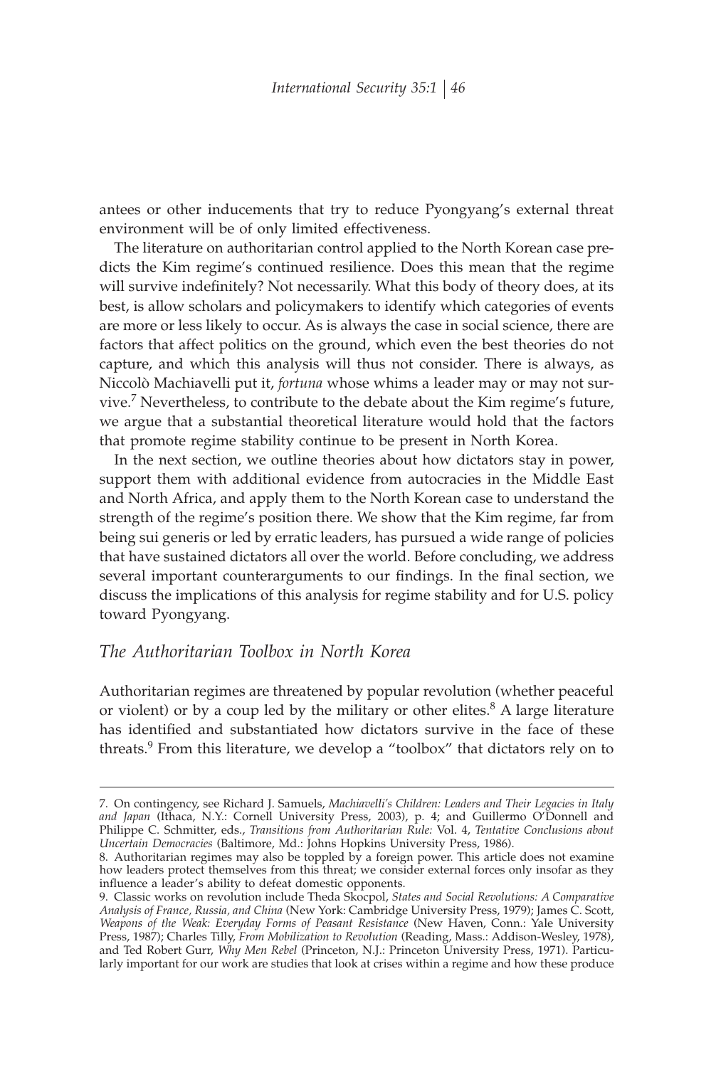antees or other inducements that try to reduce Pyongyang's external threat environment will be of only limited effectiveness.

The literature on authoritarian control applied to the North Korean case predicts the Kim regime's continued resilience. Does this mean that the regime will survive indefinitely? Not necessarily. What this body of theory does, at its best, is allow scholars and policymakers to identify which categories of events are more or less likely to occur. As is always the case in social science, there are factors that affect politics on the ground, which even the best theories do not capture, and which this analysis will thus not consider. There is always, as Niccolò Machiavelli put it, *fortuna* whose whims a leader may or may not survive.[7] Nevertheless, to contribute to the debate about the Kim regime's future, we argue that a substantial theoretical literature would hold that the factors that promote regime stability continue to be present in North Korea.

In the next section, we outline theories about how dictators stay in power, support them with additional evidence from autocracies in the Middle East and North Africa, and apply them to the North Korean case to understand the strength of the regime's position there. We show that the Kim regime, far from being sui generis or led by erratic leaders, has pursued a wide range of policies that have sustained dictators all over the world. Before concluding, we address several important counterarguments to our findings. In the final section, we discuss the implications of this analysis for regime stability and for U.S. policy toward Pyongyang.

## *The Authoritarian Toolbox in North Korea*

Authoritarian regimes are threatened by popular revolution (whether peaceful or violent) or by a coup led by the military or other elites.[8] A large literature has identified and substantiated how dictators survive in the face of these threats.[9] From this literature, we develop a "toolbox" that dictators rely on to

---

7. On contingency, see Richard J. Samuels, *Machiavelli's Children: Leaders and Their Legacies in Italy and Japan* (Ithaca, N.Y.: Cornell University Press, 2003), p. 4; and Guillermo O'Donnell and Philippe C. Schmitter, eds., *Transitions from Authoritarian Rule:* Vol. 4, *Tentative Conclusions about Uncertain Democracies* (Baltimore, Md.: Johns Hopkins University Press, 1986).

8. Authoritarian regimes may also be toppled by a foreign power. This article does not examine how leaders protect themselves from this threat; we consider external forces only insofar as they influence a leader's ability to defeat domestic opponents.

9. Classic works on revolution include Theda Skocpol, *States and Social Revolutions: A Comparative Analysis of France, Russia, and China* (New York: Cambridge University Press, 1979); James C. Scott, *Weapons of the Weak: Everyday Forms of Peasant Resistance* (New Haven, Conn.: Yale University Press, 1987); Charles Tilly, *From Mobilization to Revolution* (Reading, Mass.: Addison-Wesley, 1978), and Ted Robert Gurr, *Why Men Rebel* (Princeton, N.J.: Princeton University Press, 1971). Particularly important for our work are studies that look at crises within a regime and how these produce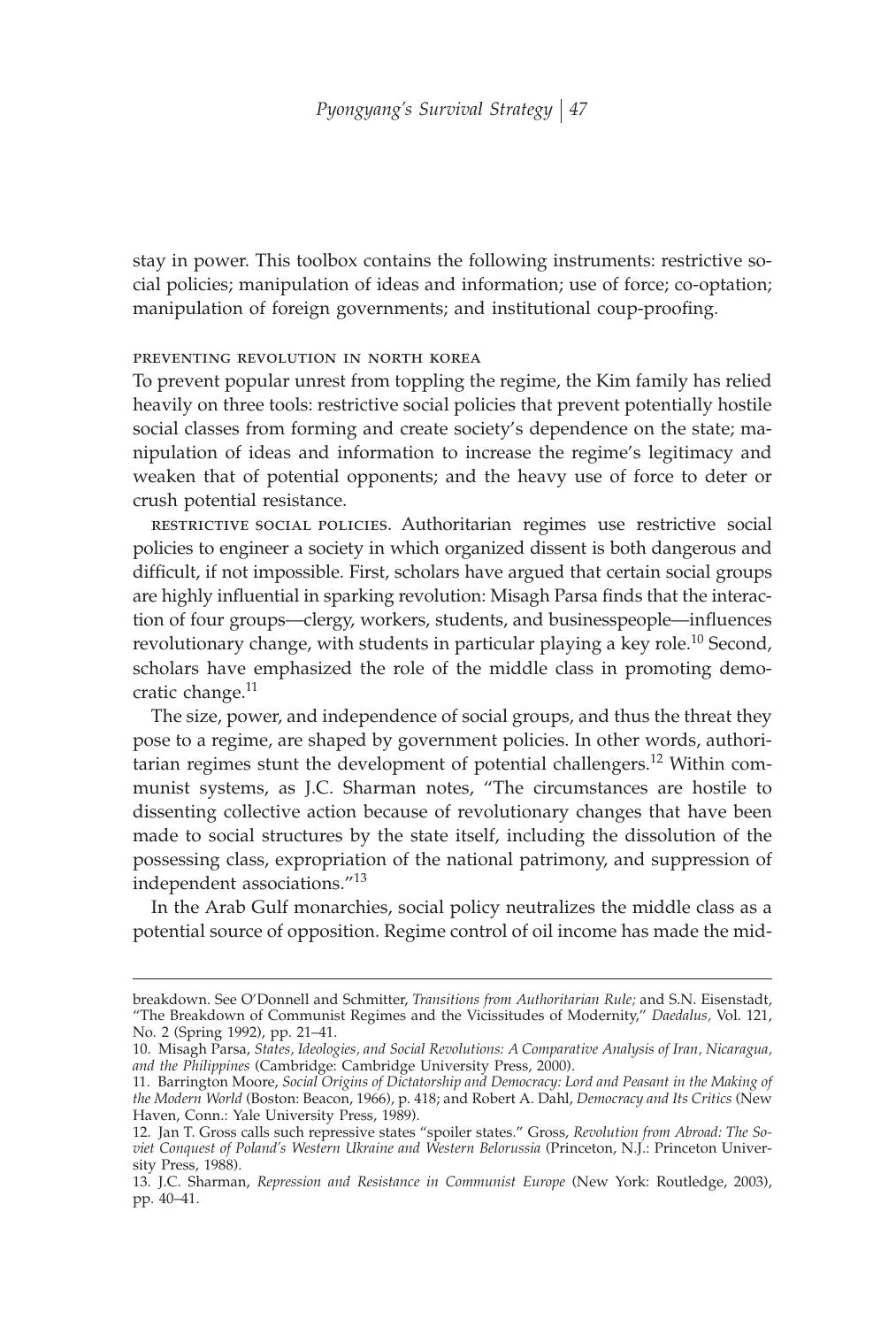stay in power. This toolbox contains the following instruments: restrictive social policies; manipulation of ideas and information; use of force; co-optation; manipulation of foreign governments; and institutional coup-proofing.

### PREVENTING REVOLUTION IN NORTH KOREA

To prevent popular unrest from toppling the regime, the Kim family has relied heavily on three tools: restrictive social policies that prevent potentially hostile social classes from forming and create society's dependence on the state; manipulation of ideas and information to increase the regime's legitimacy and weaken that of potential opponents; and the heavy use of force to deter or crush potential resistance.

RESTRICTIVE SOCIAL POLICIES. Authoritarian regimes use restrictive social policies to engineer a society in which organized dissent is both dangerous and difficult, if not impossible. First, scholars have argued that certain social groups are highly influential in sparking revolution: Misagh Parsa finds that the interaction of four groups—clergy, workers, students, and businesspeople—influences revolutionary change, with students in particular playing a key role.[10] Second, scholars have emphasized the role of the middle class in promoting democratic change.[11]

The size, power, and independence of social groups, and thus the threat they pose to a regime, are shaped by government policies. In other words, authoritarian regimes stunt the development of potential challengers.[12] Within communist systems, as J.C. Sharman notes, "The circumstances are hostile to dissenting collective action because of revolutionary changes that have been made to social structures by the state itself, including the dissolution of the possessing class, expropriation of the national patrimony, and suppression of independent associations."[13]

In the Arab Gulf monarchies, social policy neutralizes the middle class as a potential source of opposition. Regime control of oil income has made the mid-

---

breakdown. See O'Donnell and Schmitter, *Transitions from Authoritarian Rule;* and S.N. Eisenstadt, "The Breakdown of Communist Regimes and the Vicissitudes of Modernity," *Daedalus,* Vol. 121, No. 2 (Spring 1992), pp. 21–41.

10. Misagh Parsa, *States, Ideologies, and Social Revolutions: A Comparative Analysis of Iran, Nicaragua, and the Philippines* (Cambridge: Cambridge University Press, 2000).

11. Barrington Moore, *Social Origins of Dictatorship and Democracy: Lord and Peasant in the Making of the Modern World* (Boston: Beacon, 1966), p. 418; and Robert A. Dahl, *Democracy and Its Critics* (New Haven, Conn.: Yale University Press, 1989).

12. Jan T. Gross calls such repressive states "spoiler states." Gross, *Revolution from Abroad: The Soviet Conquest of Poland's Western Ukraine and Western Belorussia* (Princeton, N.J.: Princeton University Press, 1988).

13. J.C. Sharman, *Repression and Resistance in Communist Europe* (New York: Routledge, 2003), pp. 40–41.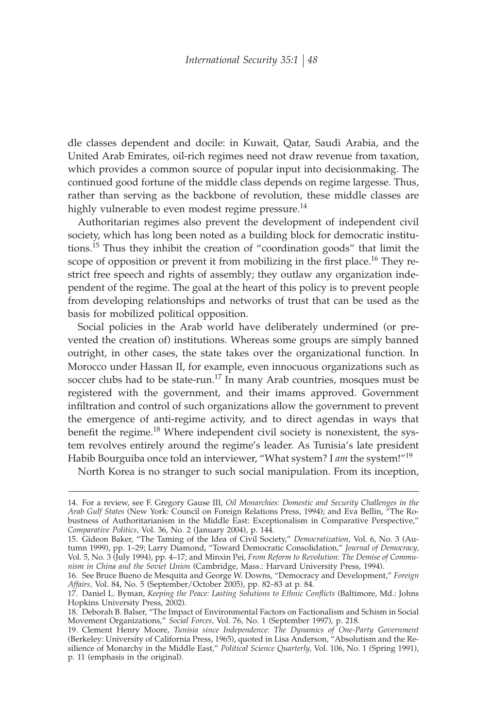dle classes dependent and docile: in Kuwait, Qatar, Saudi Arabia, and the United Arab Emirates, oil-rich regimes need not draw revenue from taxation, which provides a common source of popular input into decisionmaking. The continued good fortune of the middle class depends on regime largesse. Thus, rather than serving as the backbone of revolution, these middle classes are highly vulnerable to even modest regime pressure.[14]

Authoritarian regimes also prevent the development of independent civil society, which has long been noted as a building block for democratic institutions.[15] Thus they inhibit the creation of "coordination goods" that limit the scope of opposition or prevent it from mobilizing in the first place.[16] They restrict free speech and rights of assembly; they outlaw any organization independent of the regime. The goal at the heart of this policy is to prevent people from developing relationships and networks of trust that can be used as the basis for mobilized political opposition.

Social policies in the Arab world have deliberately undermined (or prevented the creation of) institutions. Whereas some groups are simply banned outright, in other cases, the state takes over the organizational function. In Morocco under Hassan II, for example, even innocuous organizations such as soccer clubs had to be state-run.[17] In many Arab countries, mosques must be registered with the government, and their imams approved. Government infiltration and control of such organizations allow the government to prevent the emergence of anti-regime activity, and to direct agendas in ways that benefit the regime.[18] Where independent civil society is nonexistent, the system revolves entirely around the regime's leader. As Tunisia's late president Habib Bourguiba once told an interviewer, "What system? I *am* the system!"[19]

North Korea is no stranger to such social manipulation. From its inception,

---

14. For a review, see F. Gregory Gause III, *Oil Monarchies: Domestic and Security Challenges in the Arab Gulf States* (New York: Council on Foreign Relations Press, 1994); and Eva Bellin, "The Robustness of Authoritarianism in the Middle East: Exceptionalism in Comparative Perspective," *Comparative Politics,* Vol. 36, No. 2 (January 2004), p. 144.

15. Gideon Baker, "The Taming of the Idea of Civil Society," *Democratization,* Vol. 6, No. 3 (Autumn 1999), pp. 1–29; Larry Diamond, "Toward Democratic Consolidation," *Journal of Democracy,* Vol. 5, No. 3 (July 1994), pp. 4–17; and Minxin Pei, *From Reform to Revolution: The Demise of Communism in China and the Soviet Union* (Cambridge, Mass.: Harvard University Press, 1994).

16. See Bruce Bueno de Mesquita and George W. Downs, "Democracy and Development," *Foreign Affairs,* Vol. 84, No. 5 (September/October 2005), pp. 82–83 at p. 84.

17. Daniel L. Byman, *Keeping the Peace: Lasting Solutions to Ethnic Conflicts* (Baltimore, Md.: Johns Hopkins University Press, 2002).

18. Deborah B. Balser, "The Impact of Environmental Factors on Factionalism and Schism in Social Movement Organizations," *Social Forces,* Vol. 76, No. 1 (September 1997), p. 218.

19. Clement Henry Moore, *Tunisia since Independence: The Dynamics of One-Party Government* (Berkeley: University of California Press, 1965), quoted in Lisa Anderson, "Absolutism and the Resilience of Monarchy in the Middle East," *Political Science Quarterly,* Vol. 106, No. 1 (Spring 1991), p. 11 (emphasis in the original).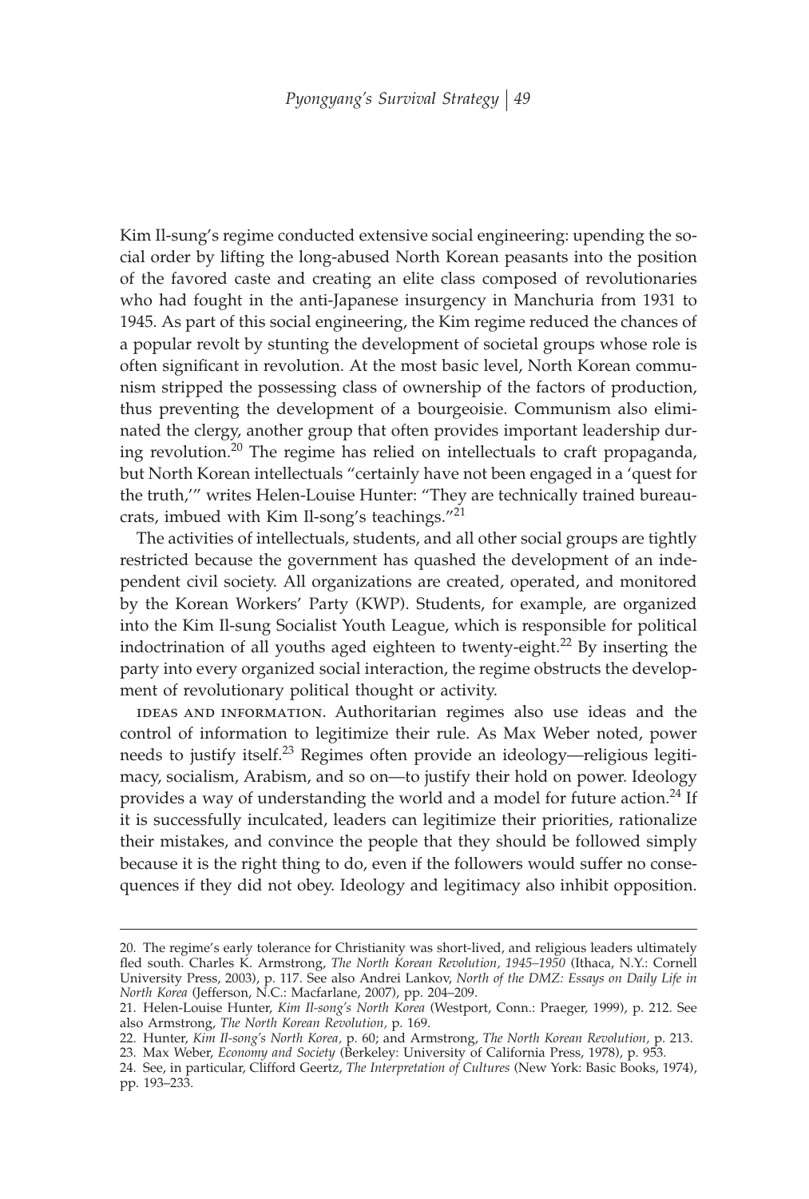Kim Il-sung's regime conducted extensive social engineering: upending the social order by lifting the long-abused North Korean peasants into the position of the favored caste and creating an elite class composed of revolutionaries who had fought in the anti-Japanese insurgency in Manchuria from 1931 to 1945. As part of this social engineering, the Kim regime reduced the chances of a popular revolt by stunting the development of societal groups whose role is often significant in revolution. At the most basic level, North Korean communism stripped the possessing class of ownership of the factors of production, thus preventing the development of a bourgeoisie. Communism also eliminated the clergy, another group that often provides important leadership during revolution.[20] The regime has relied on intellectuals to craft propaganda, but North Korean intellectuals "certainly have not been engaged in a 'quest for the truth,'" writes Helen-Louise Hunter: "They are technically trained bureaucrats, imbued with Kim Il-song's teachings."[21]

The activities of intellectuals, students, and all other social groups are tightly restricted because the government has quashed the development of an independent civil society. All organizations are created, operated, and monitored by the Korean Workers' Party (KWP). Students, for example, are organized into the Kim Il-sung Socialist Youth League, which is responsible for political indoctrination of all youths aged eighteen to twenty-eight.[22] By inserting the party into every organized social interaction, the regime obstructs the development of revolutionary political thought or activity.

IDEAS AND INFORMATION. Authoritarian regimes also use ideas and the control of information to legitimize their rule. As Max Weber noted, power needs to justify itself.[23] Regimes often provide an ideology—religious legitimacy, socialism, Arabism, and so on—to justify their hold on power. Ideology provides a way of understanding the world and a model for future action.[24] If it is successfully inculcated, leaders can legitimize their priorities, rationalize their mistakes, and convince the people that they should be followed simply because it is the right thing to do, even if the followers would suffer no consequences if they did not obey. Ideology and legitimacy also inhibit opposition.

---

20. The regime's early tolerance for Christianity was short-lived, and religious leaders ultimately fled south. Charles K. Armstrong, *The North Korean Revolution, 1945–1950* (Ithaca, N.Y.: Cornell University Press, 2003), p. 117. See also Andrei Lankov, *North of the DMZ: Essays on Daily Life in North Korea* (Jefferson, N.C.: Macfarlane, 2007), pp. 204–209.

21. Helen-Louise Hunter, *Kim Il-song's North Korea* (Westport, Conn.: Praeger, 1999), p. 212. See also Armstrong, *The North Korean Revolution,* p. 169.

22. Hunter, *Kim Il-song's North Korea,* p. 60; and Armstrong, *The North Korean Revolution,* p. 213.

23. Max Weber, *Economy and Society* (Berkeley: University of California Press, 1978), p. 953.

24. See, in particular, Clifford Geertz, *The Interpretation of Cultures* (New York: Basic Books, 1974), pp. 193–233.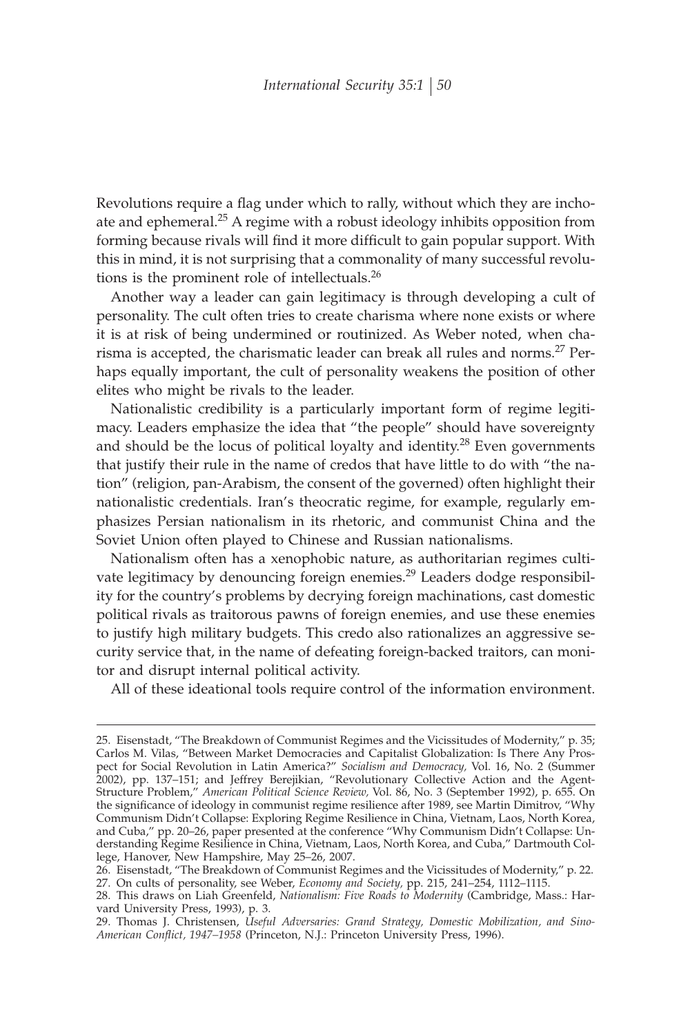Revolutions require a flag under which to rally, without which they are inchoate and ephemeral.[25] A regime with a robust ideology inhibits opposition from forming because rivals will find it more difficult to gain popular support. With this in mind, it is not surprising that a commonality of many successful revolutions is the prominent role of intellectuals.[26]

Another way a leader can gain legitimacy is through developing a cult of personality. The cult often tries to create charisma where none exists or where it is at risk of being undermined or routinized. As Weber noted, when charisma is accepted, the charismatic leader can break all rules and norms.[27] Perhaps equally important, the cult of personality weakens the position of other elites who might be rivals to the leader.

Nationalistic credibility is a particularly important form of regime legitimacy. Leaders emphasize the idea that "the people" should have sovereignty and should be the locus of political loyalty and identity.[28] Even governments that justify their rule in the name of credos that have little to do with "the nation" (religion, pan-Arabism, the consent of the governed) often highlight their nationalistic credentials. Iran's theocratic regime, for example, regularly emphasizes Persian nationalism in its rhetoric, and communist China and the Soviet Union often played to Chinese and Russian nationalisms.

Nationalism often has a xenophobic nature, as authoritarian regimes cultivate legitimacy by denouncing foreign enemies.[29] Leaders dodge responsibility for the country's problems by decrying foreign machinations, cast domestic political rivals as traitorous pawns of foreign enemies, and use these enemies to justify high military budgets. This credo also rationalizes an aggressive security service that, in the name of defeating foreign-backed traitors, can monitor and disrupt internal political activity.

All of these ideational tools require control of the information environment.

---

25. Eisenstadt, "The Breakdown of Communist Regimes and the Vicissitudes of Modernity," p. 35; Carlos M. Vilas, "Between Market Democracies and Capitalist Globalization: Is There Any Prospect for Social Revolution in Latin America?" *Socialism and Democracy,* Vol. 16, No. 2 (Summer 2002), pp. 137–151; and Jeffrey Berejikian, "Revolutionary Collective Action and the Agent-Structure Problem," *American Political Science Review,* Vol. 86, No. 3 (September 1992), p. 655. On the significance of ideology in communist regime resilience after 1989, see Martin Dimitrov, "Why Communism Didn't Collapse: Exploring Regime Resilience in China, Vietnam, Laos, North Korea, and Cuba," pp. 20–26, paper presented at the conference "Why Communism Didn't Collapse: Understanding Regime Resilience in China, Vietnam, Laos, North Korea, and Cuba," Dartmouth College, Hanover, New Hampshire, May 25–26, 2007.

26. Eisenstadt, "The Breakdown of Communist Regimes and the Vicissitudes of Modernity," p. 22.

27. On cults of personality, see Weber, *Economy and Society,* pp. 215, 241–254, 1112–1115.

28. This draws on Liah Greenfeld, *Nationalism: Five Roads to Modernity* (Cambridge, Mass.: Harvard University Press, 1993), p. 3.

29. Thomas J. Christensen, *Useful Adversaries: Grand Strategy, Domestic Mobilization, and Sino-American Conflict, 1947–1958* (Princeton, N.J.: Princeton University Press, 1996).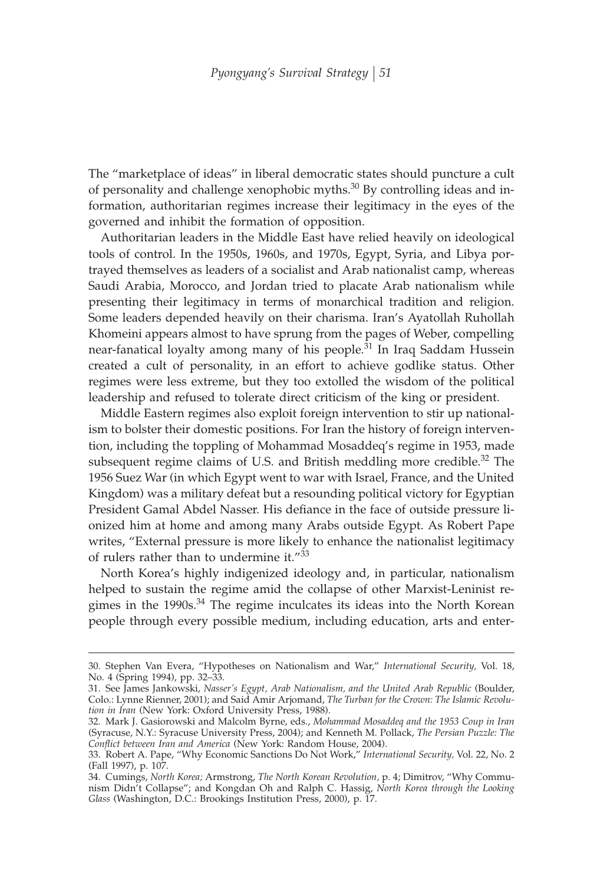The "marketplace of ideas" in liberal democratic states should puncture a cult of personality and challenge xenophobic myths.[30] By controlling ideas and information, authoritarian regimes increase their legitimacy in the eyes of the governed and inhibit the formation of opposition.

Authoritarian leaders in the Middle East have relied heavily on ideological tools of control. In the 1950s, 1960s, and 1970s, Egypt, Syria, and Libya portrayed themselves as leaders of a socialist and Arab nationalist camp, whereas Saudi Arabia, Morocco, and Jordan tried to placate Arab nationalism while presenting their legitimacy in terms of monarchical tradition and religion. Some leaders depended heavily on their charisma. Iran's Ayatollah Ruhollah Khomeini appears almost to have sprung from the pages of Weber, compelling near-fanatical loyalty among many of his people.[31] In Iraq Saddam Hussein created a cult of personality, in an effort to achieve godlike status. Other regimes were less extreme, but they too extolled the wisdom of the political leadership and refused to tolerate direct criticism of the king or president.

Middle Eastern regimes also exploit foreign intervention to stir up nationalism to bolster their domestic positions. For Iran the history of foreign intervention, including the toppling of Mohammad Mosaddeq's regime in 1953, made subsequent regime claims of U.S. and British meddling more credible.[32] The 1956 Suez War (in which Egypt went to war with Israel, France, and the United Kingdom) was a military defeat but a resounding political victory for Egyptian President Gamal Abdel Nasser. His defiance in the face of outside pressure lionized him at home and among many Arabs outside Egypt. As Robert Pape writes, "External pressure is more likely to enhance the nationalist legitimacy of rulers rather than to undermine it."[33]

North Korea's highly indigenized ideology and, in particular, nationalism helped to sustain the regime amid the collapse of other Marxist-Leninist regimes in the 1990s.[34] The regime inculcates its ideas into the North Korean people through every possible medium, including education, arts and enter-

---

30. Stephen Van Evera, "Hypotheses on Nationalism and War," *International Security,* Vol. 18, No. 4 (Spring 1994), pp. 32–33.

31. See James Jankowski, *Nasser's Egypt, Arab Nationalism, and the United Arab Republic* (Boulder, Colo.: Lynne Rienner, 2001); and Said Amir Arjomand, *The Turban for the Crown: The Islamic Revolution in Iran* (New York: Oxford University Press, 1988).

32. Mark J. Gasiorowski and Malcolm Byrne, eds., *Mohammad Mosaddeq and the 1953 Coup in Iran* (Syracuse, N.Y.: Syracuse University Press, 2004); and Kenneth M. Pollack, *The Persian Puzzle: The Conflict between Iran and America* (New York: Random House, 2004).

33. Robert A. Pape, "Why Economic Sanctions Do Not Work," *International Security,* Vol. 22, No. 2 (Fall 1997), p. 107.

34. Cumings, *North Korea;* Armstrong, *The North Korean Revolution,* p. 4; Dimitrov, "Why Communism Didn't Collapse"; and Kongdan Oh and Ralph C. Hassig, *North Korea through the Looking Glass* (Washington, D.C.: Brookings Institution Press, 2000), p. 17.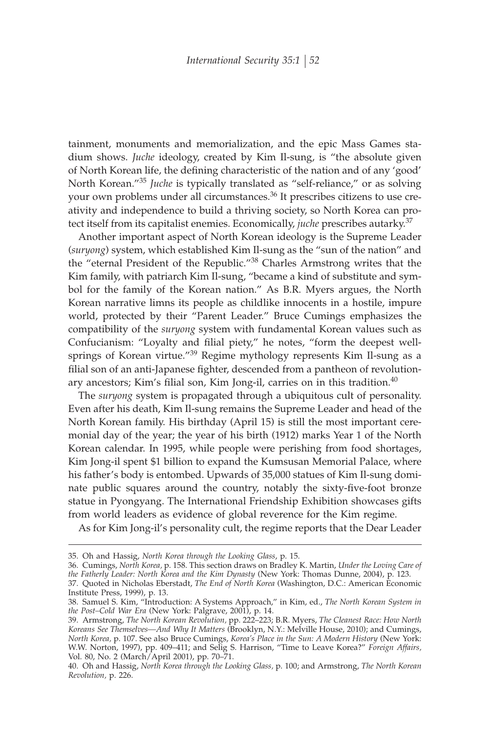tainment, monuments and memorialization, and the epic Mass Games stadium shows. *Juche* ideology, created by Kim Il-sung, is "the absolute given of North Korean life, the defining characteristic of the nation and of any 'good' North Korean."[35] *Juche* is typically translated as "self-reliance," or as solving your own problems under all circumstances.[36] It prescribes citizens to use creativity and independence to build a thriving society, so North Korea can protect itself from its capitalist enemies. Economically, *juche* prescribes autarky.[37]

Another important aspect of North Korean ideology is the Supreme Leader (*suryong*) system, which established Kim Il-sung as the "sun of the nation" and the "eternal President of the Republic."[38] Charles Armstrong writes that the Kim family, with patriarch Kim Il-sung, "became a kind of substitute and symbol for the family of the Korean nation." As B.R. Myers argues, the North Korean narrative limns its people as childlike innocents in a hostile, impure world, protected by their "Parent Leader." Bruce Cumings emphasizes the compatibility of the *suryong* system with fundamental Korean values such as Confucianism: "Loyalty and filial piety," he notes, "form the deepest wellsprings of Korean virtue."[39] Regime mythology represents Kim Il-sung as a filial son of an anti-Japanese fighter, descended from a pantheon of revolutionary ancestors; Kim's filial son, Kim Jong-il, carries on in this tradition.[40]

The *suryong* system is propagated through a ubiquitous cult of personality. Even after his death, Kim Il-sung remains the Supreme Leader and head of the North Korean family. His birthday (April 15) is still the most important ceremonial day of the year; the year of his birth (1912) marks Year 1 of the North Korean calendar. In 1995, while people were perishing from food shortages, Kim Jong-il spent $1 billion to expand the Kumsusan Memorial Palace, where his father's body is entombed. Upwards of 35,000 statues of Kim Il-sung dominate public squares around the country, notably the sixty-five-foot bronze statue in Pyongyang. The International Friendship Exhibition showcases gifts from world leaders as evidence of global reverence for the Kim regime.

As for Kim Jong-il's personality cult, the regime reports that the Dear Leader

---

35. Oh and Hassig, *North Korea through the Looking Glass*, p. 15.

36. Cumings, *North Korea*, p. 158. This section draws on Bradley K. Martin, *Under the Loving Care of the Fatherly Leader: North Korea and the Kim Dynasty* (New York: Thomas Dunne, 2004), p. 123.

37. Quoted in Nicholas Eberstadt, *The End of North Korea* (Washington, D.C.: American Economic Institute Press, 1999), p. 13.

38. Samuel S. Kim, "Introduction: A Systems Approach," in Kim, ed., *The North Korean System in the Post–Cold War Era* (New York: Palgrave, 2001), p. 14.

39. Armstrong, *The North Korean Revolution*, pp. 222–223; B.R. Myers, *The Cleanest Race: How North Koreans See Themselves—And Why It Matters* (Brooklyn, N.Y.: Melville House, 2010); and Cumings, *North Korea*, p. 107. See also Bruce Cumings, *Korea's Place in the Sun: A Modern History* (New York: W.W. Norton, 1997), pp. 409–411; and Selig S. Harrison, "Time to Leave Korea?" *Foreign Affairs*, Vol. 80, No. 2 (March/April 2001), pp. 70–71.

40. Oh and Hassig, *North Korea through the Looking Glass*, p. 100; and Armstrong, *The North Korean Revolution*, p. 226.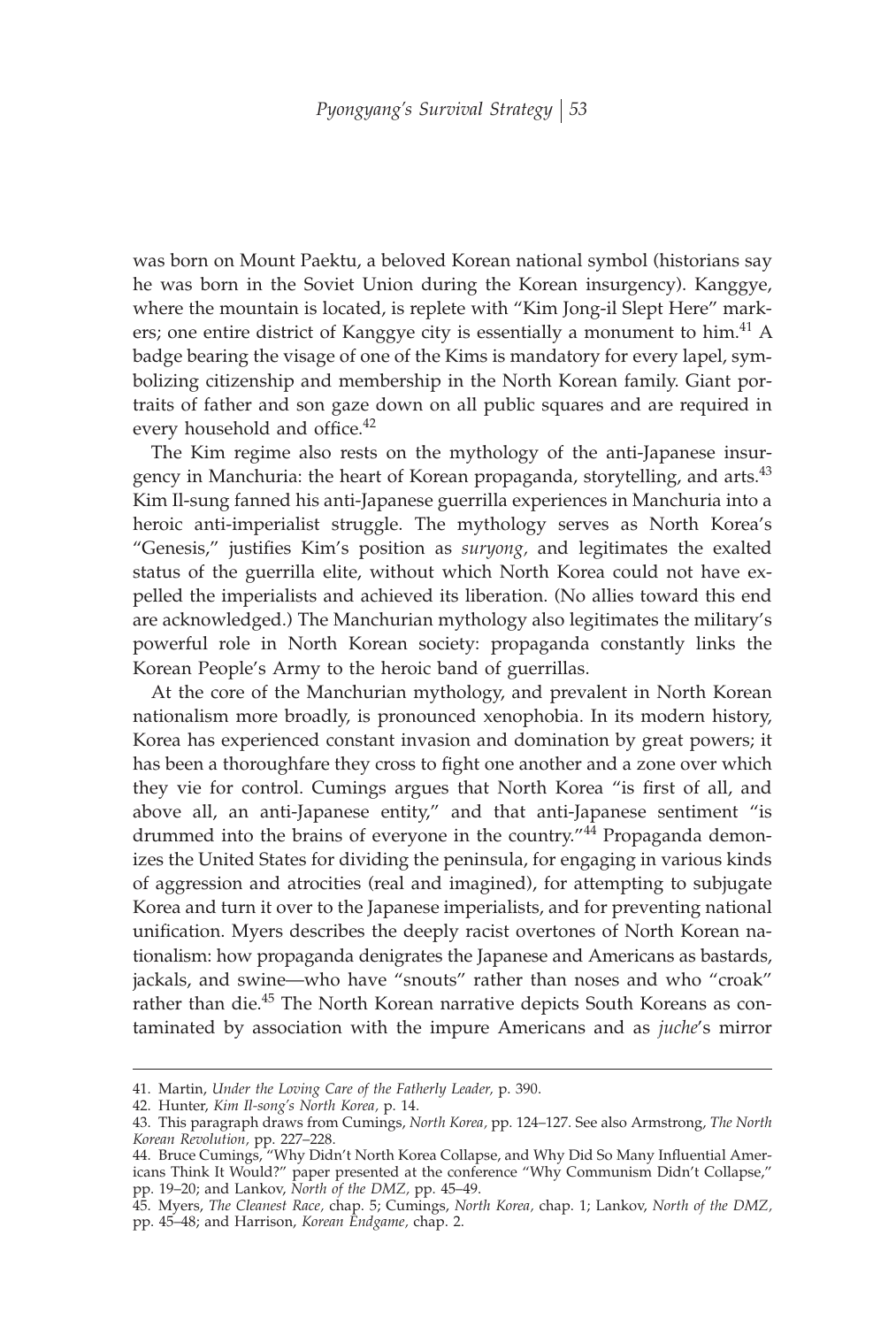was born on Mount Paektu, a beloved Korean national symbol (historians say he was born in the Soviet Union during the Korean insurgency). Kanggye, where the mountain is located, is replete with "Kim Jong-il Slept Here" markers; one entire district of Kanggye city is essentially a monument to him.[41] A badge bearing the visage of one of the Kims is mandatory for every lapel, symbolizing citizenship and membership in the North Korean family. Giant portraits of father and son gaze down on all public squares and are required in every household and office.[42]

The Kim regime also rests on the mythology of the anti-Japanese insurgency in Manchuria: the heart of Korean propaganda, storytelling, and arts.[43] Kim Il-sung fanned his anti-Japanese guerrilla experiences in Manchuria into a heroic anti-imperialist struggle. The mythology serves as North Korea's "Genesis," justifies Kim's position as *suryong,* and legitimates the exalted status of the guerrilla elite, without which North Korea could not have expelled the imperialists and achieved its liberation. (No allies toward this end are acknowledged.) The Manchurian mythology also legitimates the military's powerful role in North Korean society: propaganda constantly links the Korean People's Army to the heroic band of guerrillas.

At the core of the Manchurian mythology, and prevalent in North Korean nationalism more broadly, is pronounced xenophobia. In its modern history, Korea has experienced constant invasion and domination by great powers; it has been a thoroughfare they cross to fight one another and a zone over which they vie for control. Cumings argues that North Korea "is first of all, and above all, an anti-Japanese entity," and that anti-Japanese sentiment "is drummed into the brains of everyone in the country."[44] Propaganda demonizes the United States for dividing the peninsula, for engaging in various kinds of aggression and atrocities (real and imagined), for attempting to subjugate Korea and turn it over to the Japanese imperialists, and for preventing national unification. Myers describes the deeply racist overtones of North Korean nationalism: how propaganda denigrates the Japanese and Americans as bastards, jackals, and swine—who have "snouts" rather than noses and who "croak" rather than die.[45] The North Korean narrative depicts South Koreans as contaminated by association with the impure Americans and as *juche*'s mirror

---

41. Martin, *Under the Loving Care of the Fatherly Leader,* p. 390.
42. Hunter, *Kim Il-song's North Korea,* p. 14.
43. This paragraph draws from Cumings, *North Korea,* pp. 124–127. See also Armstrong, *The North Korean Revolution,* pp. 227–228.
44. Bruce Cumings, "Why Didn't North Korea Collapse, and Why Did So Many Influential Americans Think It Would?" paper presented at the conference "Why Communism Didn't Collapse," pp. 19–20; and Lankov, *North of the DMZ,* pp. 45–49.
45. Myers, *The Cleanest Race,* chap. 5; Cumings, *North Korea,* chap. 1; Lankov, *North of the DMZ,* pp. 45–48; and Harrison, *Korean Endgame,* chap. 2.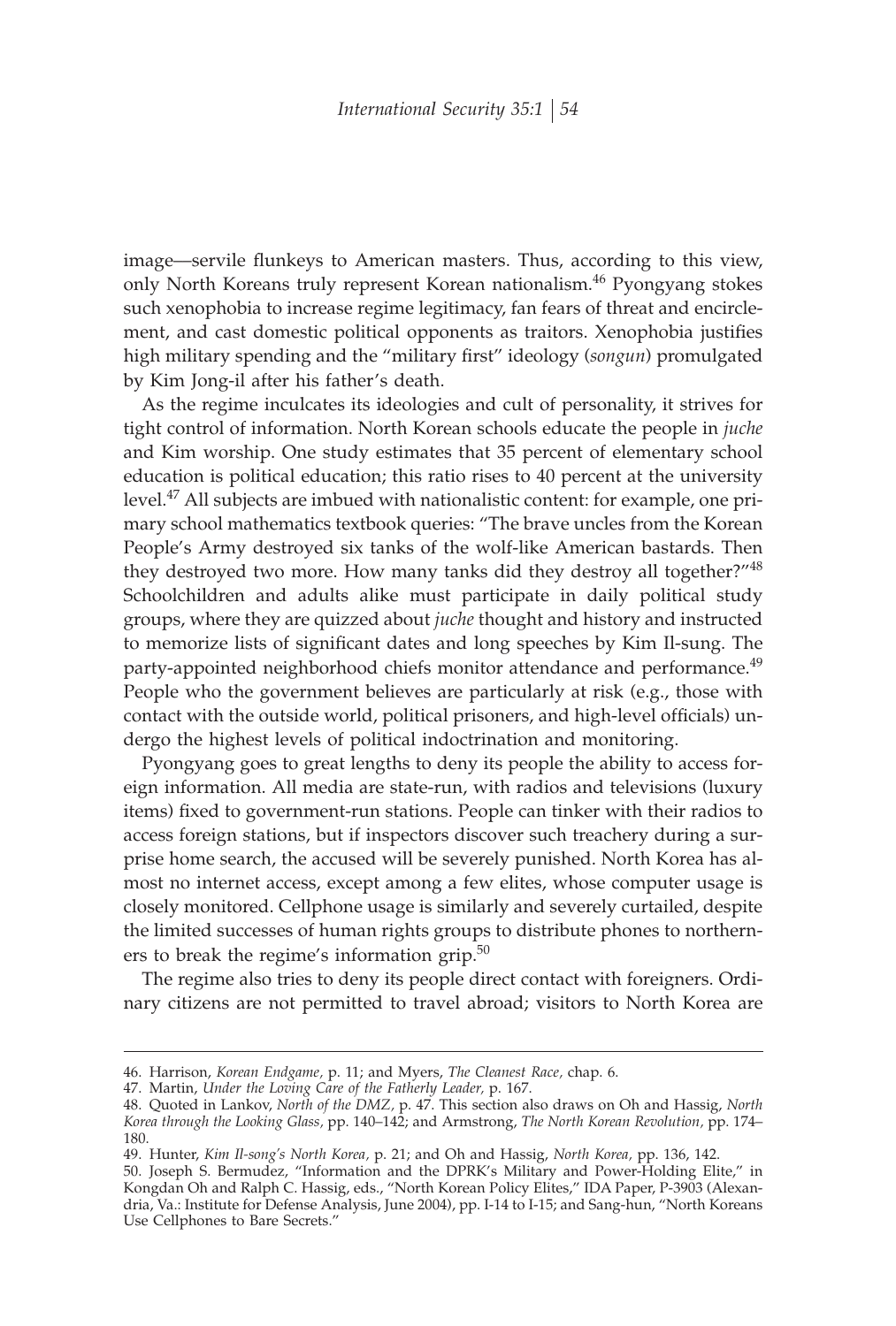image—servile flunkeys to American masters. Thus, according to this view, only North Koreans truly represent Korean nationalism.[46] Pyongyang stokes such xenophobia to increase regime legitimacy, fan fears of threat and encirclement, and cast domestic political opponents as traitors. Xenophobia justifies high military spending and the "military first" ideology (*songun*) promulgated by Kim Jong-il after his father's death.

As the regime inculcates its ideologies and cult of personality, it strives for tight control of information. North Korean schools educate the people in *juche* and Kim worship. One study estimates that 35 percent of elementary school education is political education; this ratio rises to 40 percent at the university level.[47] All subjects are imbued with nationalistic content: for example, one primary school mathematics textbook queries: "The brave uncles from the Korean People's Army destroyed six tanks of the wolf-like American bastards. Then they destroyed two more. How many tanks did they destroy all together?"[48] Schoolchildren and adults alike must participate in daily political study groups, where they are quizzed about *juche* thought and history and instructed to memorize lists of significant dates and long speeches by Kim Il-sung. The party-appointed neighborhood chiefs monitor attendance and performance.[49] People who the government believes are particularly at risk (e.g., those with contact with the outside world, political prisoners, and high-level officials) undergo the highest levels of political indoctrination and monitoring.

Pyongyang goes to great lengths to deny its people the ability to access foreign information. All media are state-run, with radios and televisions (luxury items) fixed to government-run stations. People can tinker with their radios to access foreign stations, but if inspectors discover such treachery during a surprise home search, the accused will be severely punished. North Korea has almost no internet access, except among a few elites, whose computer usage is closely monitored. Cellphone usage is similarly and severely curtailed, despite the limited successes of human rights groups to distribute phones to northerners to break the regime's information grip.[50]

The regime also tries to deny its people direct contact with foreigners. Ordinary citizens are not permitted to travel abroad; visitors to North Korea are

---

46. Harrison, *Korean Endgame*, p. 11; and Myers, *The Cleanest Race*, chap. 6.

47. Martin, *Under the Loving Care of the Fatherly Leader*, p. 167.

48. Quoted in Lankov, *North of the DMZ*, p. 47. This section also draws on Oh and Hassig, *North Korea through the Looking Glass*, pp. 140–142; and Armstrong, *The North Korean Revolution*, pp. 174–180.

49. Hunter, *Kim Il-song's North Korea*, p. 21; and Oh and Hassig, *North Korea*, pp. 136, 142.

50. Joseph S. Bermudez, "Information and the DPRK's Military and Power-Holding Elite," in Kongdan Oh and Ralph C. Hassig, eds., "North Korean Policy Elites," IDA Paper, P-3903 (Alexandria, Va.: Institute for Defense Analysis, June 2004), pp. I-14 to I-15; and Sang-hun, "North Koreans Use Cellphones to Bare Secrets."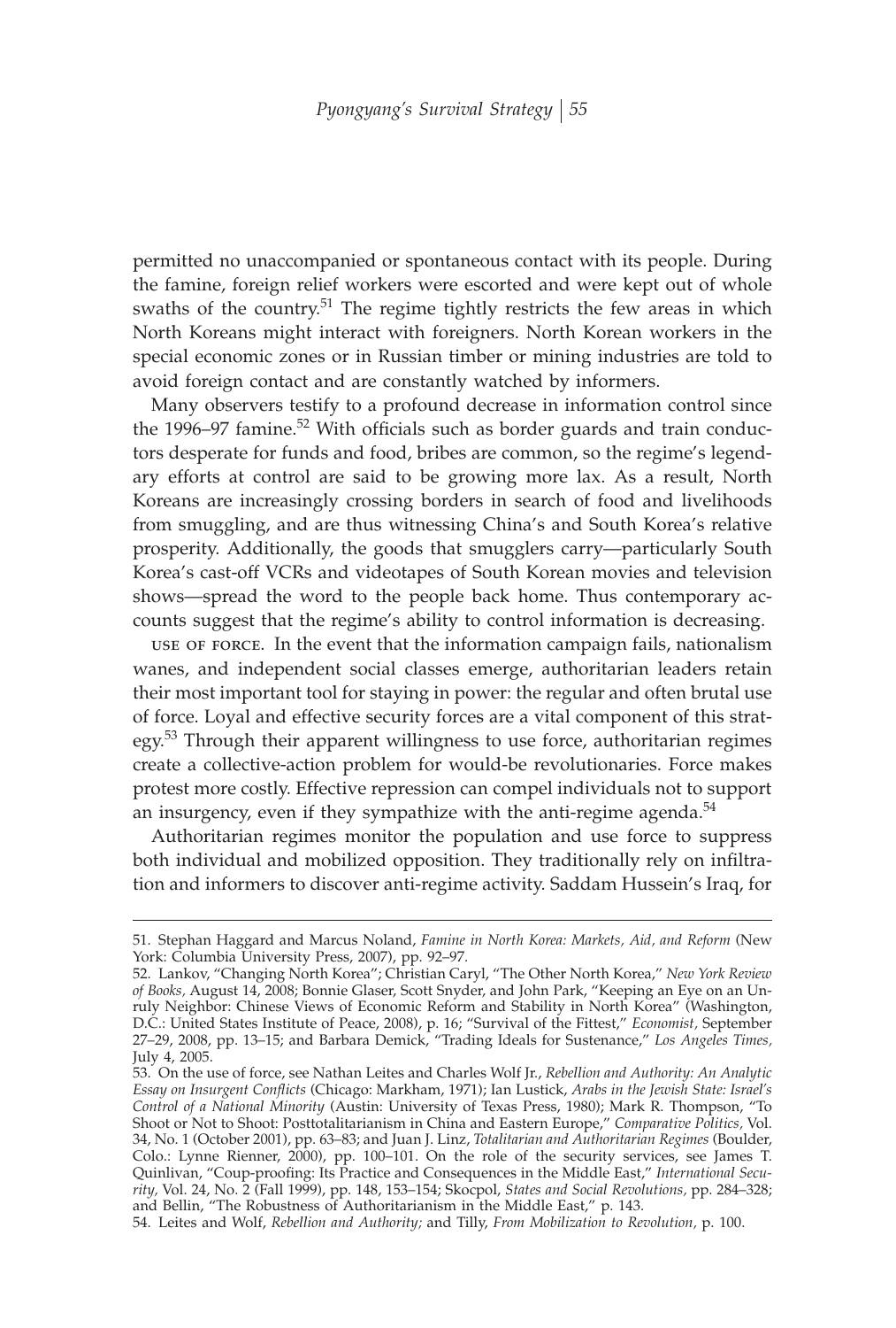permitted no unaccompanied or spontaneous contact with its people. During the famine, foreign relief workers were escorted and were kept out of whole swaths of the country.[51] The regime tightly restricts the few areas in which North Koreans might interact with foreigners. North Korean workers in the special economic zones or in Russian timber or mining industries are told to avoid foreign contact and are constantly watched by informers.

Many observers testify to a profound decrease in information control since the 1996–97 famine.[52] With officials such as border guards and train conductors desperate for funds and food, bribes are common, so the regime's legendary efforts at control are said to be growing more lax. As a result, North Koreans are increasingly crossing borders in search of food and livelihoods from smuggling, and are thus witnessing China's and South Korea's relative prosperity. Additionally, the goods that smugglers carry—particularly South Korea's cast-off VCRs and videotapes of South Korean movies and television shows—spread the word to the people back home. Thus contemporary accounts suggest that the regime's ability to control information is decreasing.

USE OF FORCE. In the event that the information campaign fails, nationalism wanes, and independent social classes emerge, authoritarian leaders retain their most important tool for staying in power: the regular and often brutal use of force. Loyal and effective security forces are a vital component of this strategy.[53] Through their apparent willingness to use force, authoritarian regimes create a collective-action problem for would-be revolutionaries. Force makes protest more costly. Effective repression can compel individuals not to support an insurgency, even if they sympathize with the anti-regime agenda.[54]

Authoritarian regimes monitor the population and use force to suppress both individual and mobilized opposition. They traditionally rely on infiltration and informers to discover anti-regime activity. Saddam Hussein's Iraq, for

---

51. Stephan Haggard and Marcus Noland, *Famine in North Korea: Markets, Aid, and Reform* (New York: Columbia University Press, 2007), pp. 92–97.

52. Lankov, "Changing North Korea"; Christian Caryl, "The Other North Korea," *New York Review of Books,* August 14, 2008; Bonnie Glaser, Scott Snyder, and John Park, "Keeping an Eye on an Unruly Neighbor: Chinese Views of Economic Reform and Stability in North Korea" (Washington, D.C.: United States Institute of Peace, 2008), p. 16; "Survival of the Fittest," *Economist,* September 27–29, 2008, pp. 13–15; and Barbara Demick, "Trading Ideals for Sustenance," *Los Angeles Times,* July 4, 2005.

53. On the use of force, see Nathan Leites and Charles Wolf Jr., *Rebellion and Authority: An Analytic Essay on Insurgent Conflicts* (Chicago: Markham, 1971); Ian Lustick, *Arabs in the Jewish State: Israel's Control of a National Minority* (Austin: University of Texas Press, 1980); Mark R. Thompson, "To Shoot or Not to Shoot: Posttotalitarianism in China and Eastern Europe," *Comparative Politics,* Vol. 34, No. 1 (October 2001), pp. 63–83; and Juan J. Linz, *Totalitarian and Authoritarian Regimes* (Boulder, Colo.: Lynne Rienner, 2000), pp. 100–101. On the role of the security services, see James T. Quinlivan, "Coup-proofing: Its Practice and Consequences in the Middle East," *International Security,* Vol. 24, No. 2 (Fall 1999), pp. 148, 153–154; Skocpol, *States and Social Revolutions,* pp. 284–328; and Bellin, "The Robustness of Authoritarianism in the Middle East," p. 143.

54. Leites and Wolf, *Rebellion and Authority;* and Tilly, *From Mobilization to Revolution,* p. 100.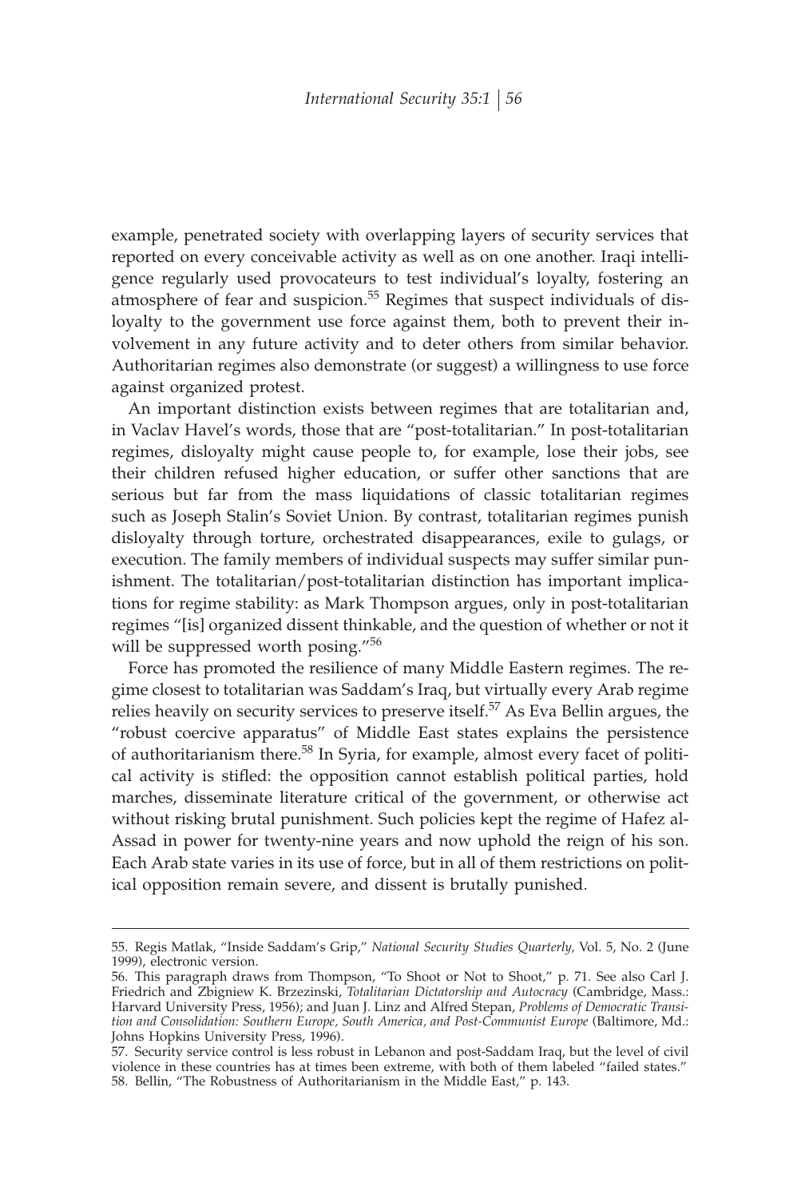example, penetrated society with overlapping layers of security services that reported on every conceivable activity as well as on one another. Iraqi intelligence regularly used provocateurs to test individual's loyalty, fostering an atmosphere of fear and suspicion.[55] Regimes that suspect individuals of disloyalty to the government use force against them, both to prevent their involvement in any future activity and to deter others from similar behavior. Authoritarian regimes also demonstrate (or suggest) a willingness to use force against organized protest.

An important distinction exists between regimes that are totalitarian and, in Vaclav Havel's words, those that are "post-totalitarian." In post-totalitarian regimes, disloyalty might cause people to, for example, lose their jobs, see their children refused higher education, or suffer other sanctions that are serious but far from the mass liquidations of classic totalitarian regimes such as Joseph Stalin's Soviet Union. By contrast, totalitarian regimes punish disloyalty through torture, orchestrated disappearances, exile to gulags, or execution. The family members of individual suspects may suffer similar punishment. The totalitarian/post-totalitarian distinction has important implications for regime stability: as Mark Thompson argues, only in post-totalitarian regimes "[is] organized dissent thinkable, and the question of whether or not it will be suppressed worth posing."[56]

Force has promoted the resilience of many Middle Eastern regimes. The regime closest to totalitarian was Saddam's Iraq, but virtually every Arab regime relies heavily on security services to preserve itself.[57] As Eva Bellin argues, the "robust coercive apparatus" of Middle East states explains the persistence of authoritarianism there.[58] In Syria, for example, almost every facet of political activity is stifled: the opposition cannot establish political parties, hold marches, disseminate literature critical of the government, or otherwise act without risking brutal punishment. Such policies kept the regime of Hafez al-Assad in power for twenty-nine years and now uphold the reign of his son. Each Arab state varies in its use of force, but in all of them restrictions on political opposition remain severe, and dissent is brutally punished.

---

55. Regis Matlak, "Inside Saddam's Grip," *National Security Studies Quarterly*, Vol. 5, No. 2 (June 1999), electronic version.

56. This paragraph draws from Thompson, "To Shoot or Not to Shoot," p. 71. See also Carl J. Friedrich and Zbigniew K. Brzezinski, *Totalitarian Dictatorship and Autocracy* (Cambridge, Mass.: Harvard University Press, 1956); and Juan J. Linz and Alfred Stepan, *Problems of Democratic Transition and Consolidation: Southern Europe, South America, and Post-Communist Europe* (Baltimore, Md.: Johns Hopkins University Press, 1996).

57. Security service control is less robust in Lebanon and post-Saddam Iraq, but the level of civil violence in these countries has at times been extreme, with both of them labeled "failed states."

58. Bellin, "The Robustness of Authoritarianism in the Middle East," p. 143.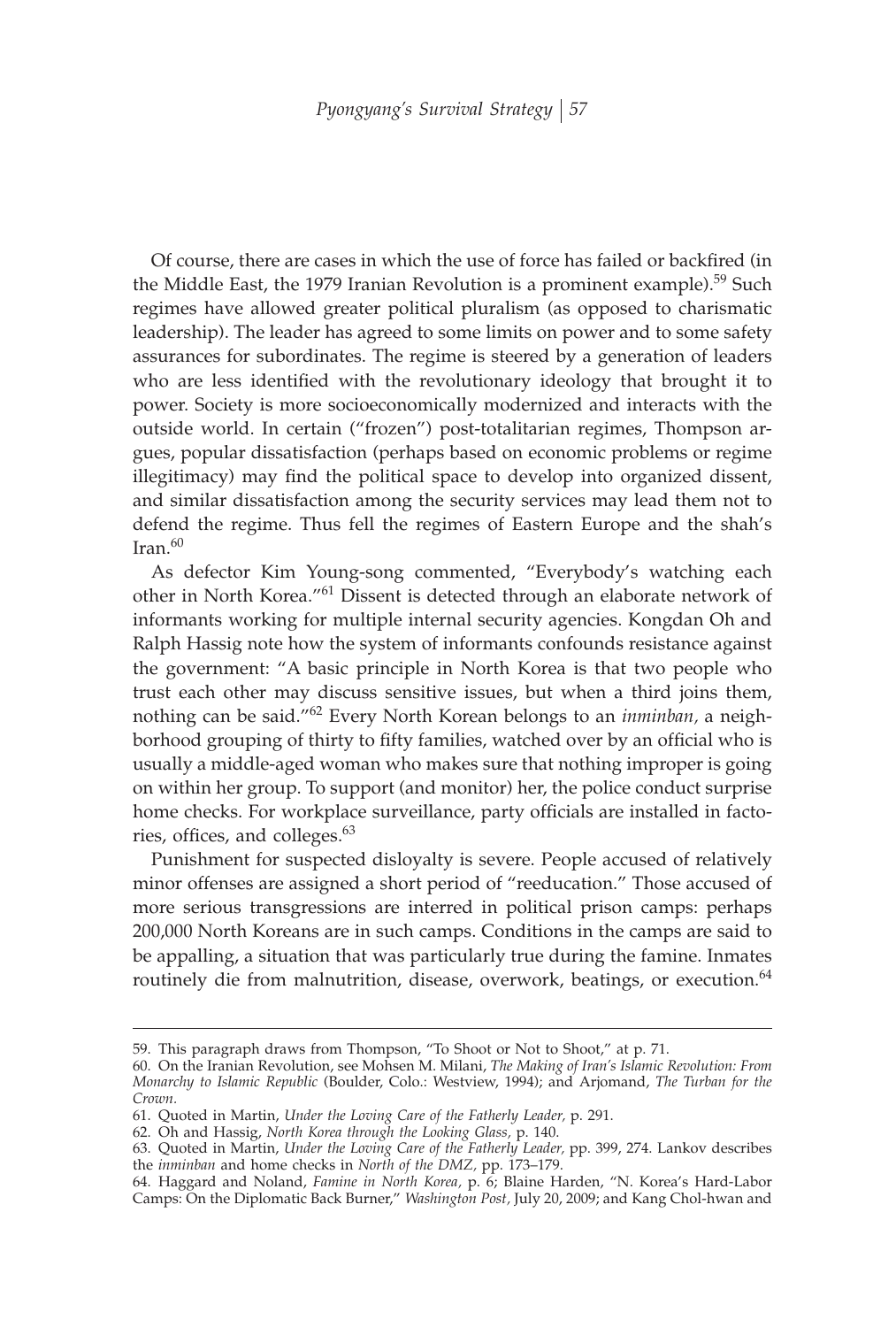Of course, there are cases in which the use of force has failed or backfired (in the Middle East, the 1979 Iranian Revolution is a prominent example).[59] Such regimes have allowed greater political pluralism (as opposed to charismatic leadership). The leader has agreed to some limits on power and to some safety assurances for subordinates. The regime is steered by a generation of leaders who are less identified with the revolutionary ideology that brought it to power. Society is more socioeconomically modernized and interacts with the outside world. In certain ("frozen") post-totalitarian regimes, Thompson argues, popular dissatisfaction (perhaps based on economic problems or regime illegitimacy) may find the political space to develop into organized dissent, and similar dissatisfaction among the security services may lead them not to defend the regime. Thus fell the regimes of Eastern Europe and the shah's Iran.[60]

As defector Kim Young-song commented, "Everybody's watching each other in North Korea."[61] Dissent is detected through an elaborate network of informants working for multiple internal security agencies. Kongdan Oh and Ralph Hassig note how the system of informants confounds resistance against the government: "A basic principle in North Korea is that two people who trust each other may discuss sensitive issues, but when a third joins them, nothing can be said."[62] Every North Korean belongs to an *inminban,* a neighborhood grouping of thirty to fifty families, watched over by an official who is usually a middle-aged woman who makes sure that nothing improper is going on within her group. To support (and monitor) her, the police conduct surprise home checks. For workplace surveillance, party officials are installed in factories, offices, and colleges.[63]

Punishment for suspected disloyalty is severe. People accused of relatively minor offenses are assigned a short period of "reeducation." Those accused of more serious transgressions are interred in political prison camps: perhaps 200,000 North Koreans are in such camps. Conditions in the camps are said to be appalling, a situation that was particularly true during the famine. Inmates routinely die from malnutrition, disease, overwork, beatings, or execution.[64]

---

59. This paragraph draws from Thompson, "To Shoot or Not to Shoot," at p. 71.

60. On the Iranian Revolution, see Mohsen M. Milani, *The Making of Iran's Islamic Revolution: From Monarchy to Islamic Republic* (Boulder, Colo.: Westview, 1994); and Arjomand, *The Turban for the Crown.*

61. Quoted in Martin, *Under the Loving Care of the Fatherly Leader,* p. 291.

62. Oh and Hassig, *North Korea through the Looking Glass,* p. 140.

63. Quoted in Martin, *Under the Loving Care of the Fatherly Leader,* pp. 399, 274. Lankov describes the *inminban* and home checks in *North of the DMZ,* pp. 173–179.

64. Haggard and Noland, *Famine in North Korea,* p. 6; Blaine Harden, "N. Korea's Hard-Labor Camps: On the Diplomatic Back Burner," *Washington Post,* July 20, 2009; and Kang Chol-hwan and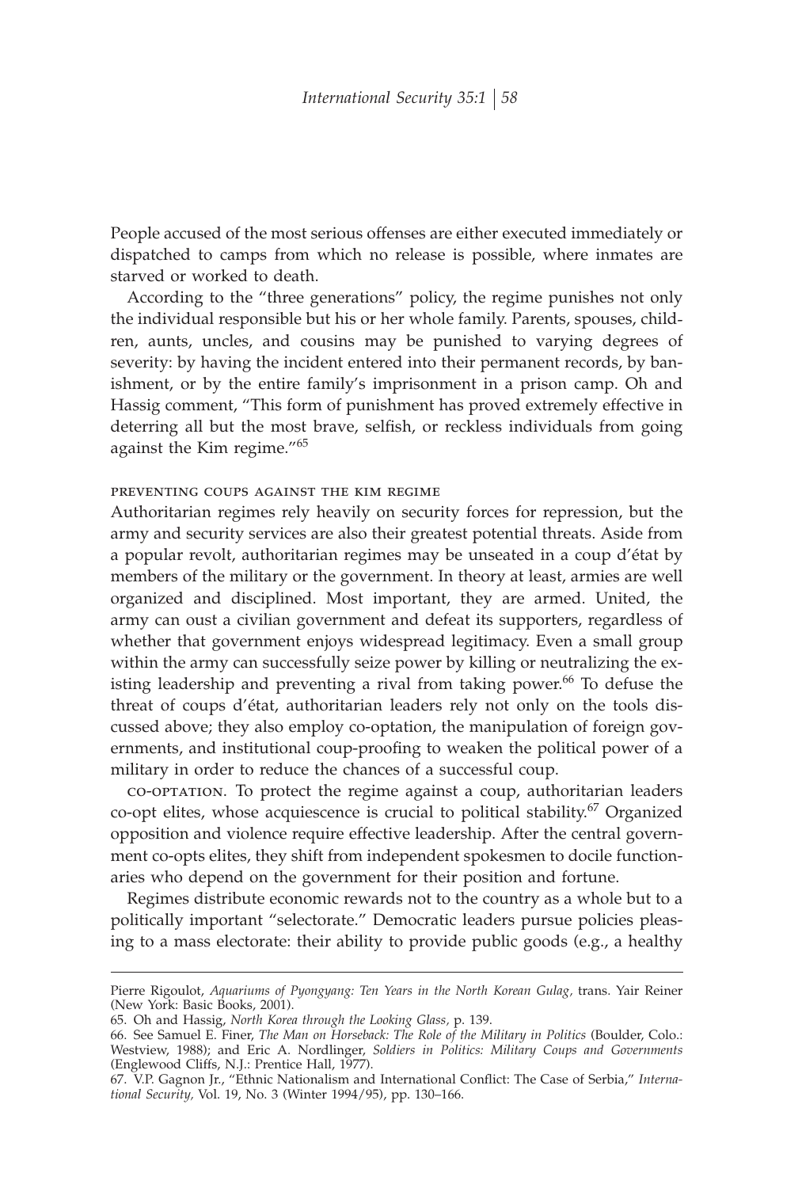People accused of the most serious offenses are either executed immediately or dispatched to camps from which no release is possible, where inmates are starved or worked to death.

According to the "three generations" policy, the regime punishes not only the individual responsible but his or her whole family. Parents, spouses, children, aunts, uncles, and cousins may be punished to varying degrees of severity: by having the incident entered into their permanent records, by banishment, or by the entire family's imprisonment in a prison camp. Oh and Hassig comment, "This form of punishment has proved extremely effective in deterring all but the most brave, selfish, or reckless individuals from going against the Kim regime."[65]

### preventing coups against the kim regime

Authoritarian regimes rely heavily on security forces for repression, but the army and security services are also their greatest potential threats. Aside from a popular revolt, authoritarian regimes may be unseated in a coup d'état by members of the military or the government. In theory at least, armies are well organized and disciplined. Most important, they are armed. United, the army can oust a civilian government and defeat its supporters, regardless of whether that government enjoys widespread legitimacy. Even a small group within the army can successfully seize power by killing or neutralizing the existing leadership and preventing a rival from taking power.[66] To defuse the threat of coups d'état, authoritarian leaders rely not only on the tools discussed above; they also employ co-optation, the manipulation of foreign governments, and institutional coup-proofing to weaken the political power of a military in order to reduce the chances of a successful coup.

co-optation. To protect the regime against a coup, authoritarian leaders co-opt elites, whose acquiescence is crucial to political stability.[67] Organized opposition and violence require effective leadership. After the central government co-opts elites, they shift from independent spokesmen to docile functionaries who depend on the government for their position and fortune.

Regimes distribute economic rewards not to the country as a whole but to a politically important "selectorate." Democratic leaders pursue policies pleasing to a mass electorate: their ability to provide public goods (e.g., a healthy

---

Pierre Rigoulot, *Aquariums of Pyongyang: Ten Years in the North Korean Gulag,* trans. Yair Reiner (New York: Basic Books, 2001).

65. Oh and Hassig, *North Korea through the Looking Glass,* p. 139.

66. See Samuel E. Finer, *The Man on Horseback: The Role of the Military in Politics* (Boulder, Colo.: Westview, 1988); and Eric A. Nordlinger, *Soldiers in Politics: Military Coups and Governments* (Englewood Cliffs, N.J.: Prentice Hall, 1977).

67. V.P. Gagnon Jr., "Ethnic Nationalism and International Conflict: The Case of Serbia," *International Security,* Vol. 19, No. 3 (Winter 1994/95), pp. 130–166.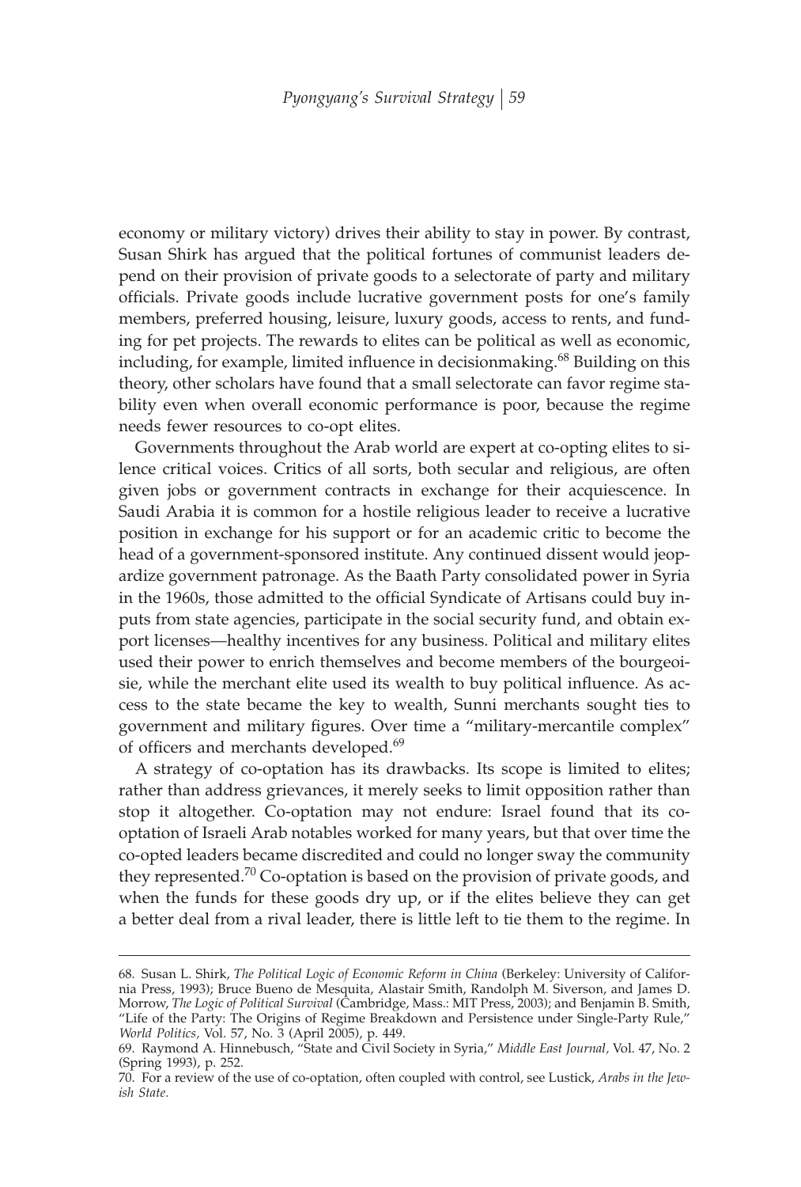economy or military victory) drives their ability to stay in power. By contrast, Susan Shirk has argued that the political fortunes of communist leaders depend on their provision of private goods to a selectorate of party and military officials. Private goods include lucrative government posts for one's family members, preferred housing, leisure, luxury goods, access to rents, and funding for pet projects. The rewards to elites can be political as well as economic, including, for example, limited influence in decisionmaking.[68] Building on this theory, other scholars have found that a small selectorate can favor regime stability even when overall economic performance is poor, because the regime needs fewer resources to co-opt elites.

Governments throughout the Arab world are expert at co-opting elites to silence critical voices. Critics of all sorts, both secular and religious, are often given jobs or government contracts in exchange for their acquiescence. In Saudi Arabia it is common for a hostile religious leader to receive a lucrative position in exchange for his support or for an academic critic to become the head of a government-sponsored institute. Any continued dissent would jeopardize government patronage. As the Baath Party consolidated power in Syria in the 1960s, those admitted to the official Syndicate of Artisans could buy inputs from state agencies, participate in the social security fund, and obtain export licenses—healthy incentives for any business. Political and military elites used their power to enrich themselves and become members of the bourgeoisie, while the merchant elite used its wealth to buy political influence. As access to the state became the key to wealth, Sunni merchants sought ties to government and military figures. Over time a "military-mercantile complex" of officers and merchants developed.[69]

A strategy of co-optation has its drawbacks. Its scope is limited to elites; rather than address grievances, it merely seeks to limit opposition rather than stop it altogether. Co-optation may not endure: Israel found that its co-optation of Israeli Arab notables worked for many years, but that over time the co-opted leaders became discredited and could no longer sway the community they represented.[70] Co-optation is based on the provision of private goods, and when the funds for these goods dry up, or if the elites believe they can get a better deal from a rival leader, there is little left to tie them to the regime. In

---

68. Susan L. Shirk, *The Political Logic of Economic Reform in China* (Berkeley: University of California Press, 1993); Bruce Bueno de Mesquita, Alastair Smith, Randolph M. Siverson, and James D. Morrow, *The Logic of Political Survival* (Cambridge, Mass.: MIT Press, 2003); and Benjamin B. Smith, "Life of the Party: The Origins of Regime Breakdown and Persistence under Single-Party Rule," *World Politics,* Vol. 57, No. 3 (April 2005), p. 449.

69. Raymond A. Hinnebusch, "State and Civil Society in Syria," *Middle East Journal,* Vol. 47, No. 2 (Spring 1993), p. 252.

70. For a review of the use of co-optation, often coupled with control, see Lustick, *Arabs in the Jewish State.*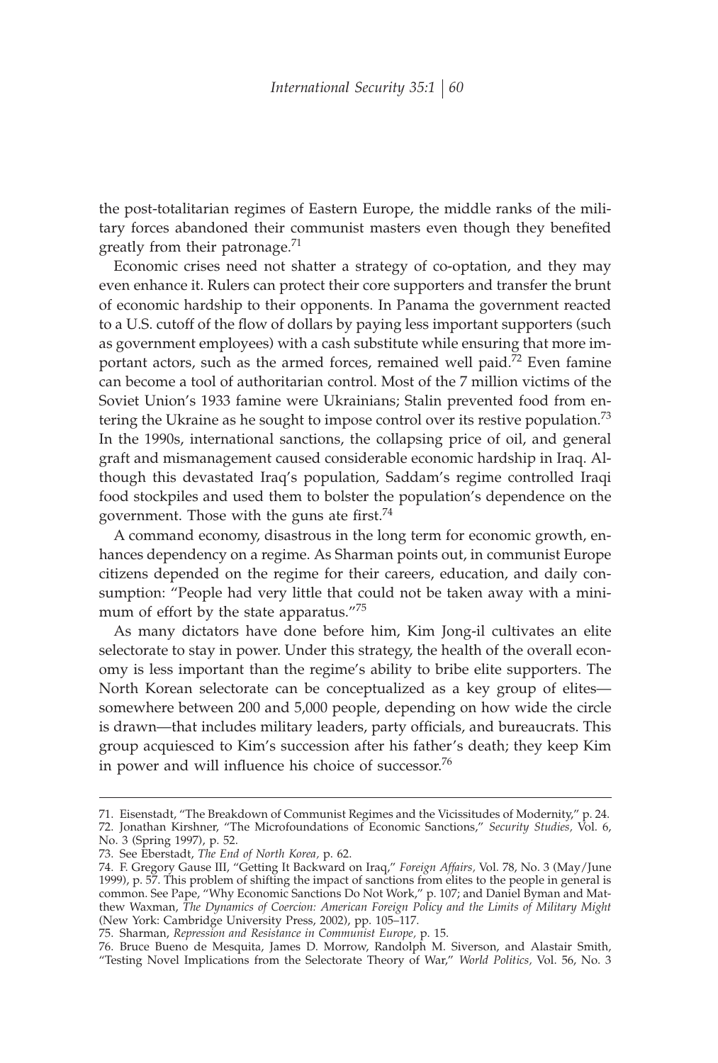the post-totalitarian regimes of Eastern Europe, the middle ranks of the military forces abandoned their communist masters even though they benefited greatly from their patronage.[71]

Economic crises need not shatter a strategy of co-optation, and they may even enhance it. Rulers can protect their core supporters and transfer the brunt of economic hardship to their opponents. In Panama the government reacted to a U.S. cutoff of the flow of dollars by paying less important supporters (such as government employees) with a cash substitute while ensuring that more important actors, such as the armed forces, remained well paid.[72] Even famine can become a tool of authoritarian control. Most of the 7 million victims of the Soviet Union's 1933 famine were Ukrainians; Stalin prevented food from entering the Ukraine as he sought to impose control over its restive population.[73] In the 1990s, international sanctions, the collapsing price of oil, and general graft and mismanagement caused considerable economic hardship in Iraq. Although this devastated Iraq's population, Saddam's regime controlled Iraqi food stockpiles and used them to bolster the population's dependence on the government. Those with the guns ate first.[74]

A command economy, disastrous in the long term for economic growth, enhances dependency on a regime. As Sharman points out, in communist Europe citizens depended on the regime for their careers, education, and daily consumption: "People had very little that could not be taken away with a minimum of effort by the state apparatus."[75]

As many dictators have done before him, Kim Jong-il cultivates an elite selectorate to stay in power. Under this strategy, the health of the overall economy is less important than the regime's ability to bribe elite supporters. The North Korean selectorate can be conceptualized as a key group of elites—somewhere between 200 and 5,000 people, depending on how wide the circle is drawn—that includes military leaders, party officials, and bureaucrats. This group acquiesced to Kim's succession after his father's death; they keep Kim in power and will influence his choice of successor.[76]

---

71. Eisenstadt, "The Breakdown of Communist Regimes and the Vicissitudes of Modernity," p. 24.
72. Jonathan Kirshner, "The Microfoundations of Economic Sanctions," *Security Studies,* Vol. 6, No. 3 (Spring 1997), p. 52.
73. See Eberstadt, *The End of North Korea,* p. 62.
74. F. Gregory Gause III, "Getting It Backward on Iraq," *Foreign Affairs,* Vol. 78, No. 3 (May/June 1999), p. 57. This problem of shifting the impact of sanctions from elites to the people in general is common. See Pape, "Why Economic Sanctions Do Not Work," p. 107; and Daniel Byman and Matthew Waxman, *The Dynamics of Coercion: American Foreign Policy and the Limits of Military Might* (New York: Cambridge University Press, 2002), pp. 105–117.
75. Sharman, *Repression and Resistance in Communist Europe,* p. 15.
76. Bruce Bueno de Mesquita, James D. Morrow, Randolph M. Siverson, and Alastair Smith, "Testing Novel Implications from the Selectorate Theory of War," *World Politics,* Vol. 56, No. 3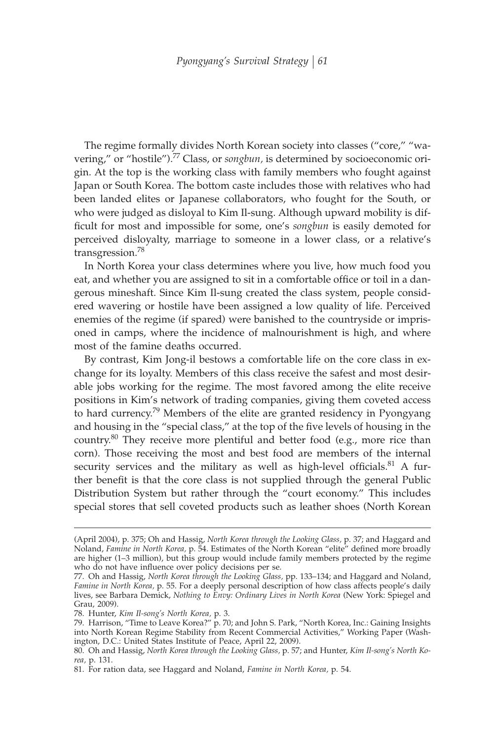The regime formally divides North Korean society into classes ("core," "wavering," or "hostile").[77] Class, or *songbun,* is determined by socioeconomic origin. At the top is the working class with family members who fought against Japan or South Korea. The bottom caste includes those with relatives who had been landed elites or Japanese collaborators, who fought for the South, or who were judged as disloyal to Kim Il-sung. Although upward mobility is difficult for most and impossible for some, one's *songbun* is easily demoted for perceived disloyalty, marriage to someone in a lower class, or a relative's transgression.[78]

In North Korea your class determines where you live, how much food you eat, and whether you are assigned to sit in a comfortable office or toil in a dangerous mineshaft. Since Kim Il-sung created the class system, people considered wavering or hostile have been assigned a low quality of life. Perceived enemies of the regime (if spared) were banished to the countryside or imprisoned in camps, where the incidence of malnourishment is high, and where most of the famine deaths occurred.

By contrast, Kim Jong-il bestows a comfortable life on the core class in exchange for its loyalty. Members of this class receive the safest and most desirable jobs working for the regime. The most favored among the elite receive positions in Kim's network of trading companies, giving them coveted access to hard currency.[79] Members of the elite are granted residency in Pyongyang and housing in the "special class," at the top of the five levels of housing in the country.[80] They receive more plentiful and better food (e.g., more rice than corn). Those receiving the most and best food are members of the internal security services and the military as well as high-level officials.[81] A further benefit is that the core class is not supplied through the general Public Distribution System but rather through the "court economy." This includes special stores that sell coveted products such as leather shoes (North Korean

---

(April 2004), p. 375; Oh and Hassig, *North Korea through the Looking Glass,* p. 37; and Haggard and Noland, *Famine in North Korea,* p. 54. Estimates of the North Korean "elite" defined more broadly are higher (1–3 million), but this group would include family members protected by the regime who do not have influence over policy decisions per se.

77. Oh and Hassig, *North Korea through the Looking Glass,* pp. 133–134; and Haggard and Noland, *Famine in North Korea,* p. 55. For a deeply personal description of how class affects people's daily lives, see Barbara Demick, *Nothing to Envy: Ordinary Lives in North Korea* (New York: Spiegel and Grau, 2009).

78. Hunter, *Kim Il-song's North Korea,* p. 3.

79. Harrison, "Time to Leave Korea?" p. 70; and John S. Park, "North Korea, Inc.: Gaining Insights into North Korean Regime Stability from Recent Commercial Activities," Working Paper (Washington, D.C.: United States Institute of Peace, April 22, 2009).

80. Oh and Hassig, *North Korea through the Looking Glass,* p. 57; and Hunter, *Kim Il-song's North Korea,* p. 131.

81. For ration data, see Haggard and Noland, *Famine in North Korea,* p. 54.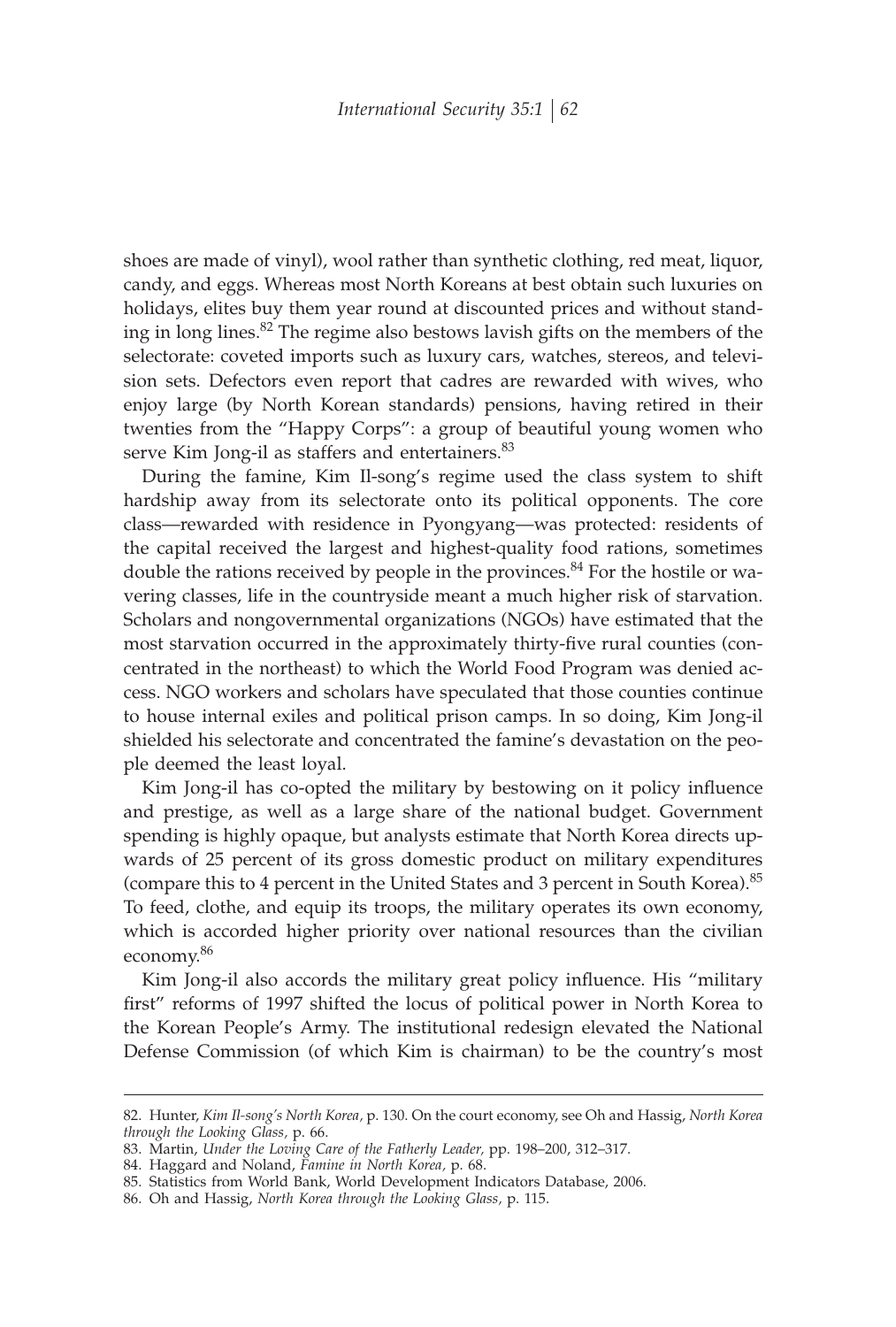shoes are made of vinyl), wool rather than synthetic clothing, red meat, liquor, candy, and eggs. Whereas most North Koreans at best obtain such luxuries on holidays, elites buy them year round at discounted prices and without standing in long lines.[82] The regime also bestows lavish gifts on the members of the selectorate: coveted imports such as luxury cars, watches, stereos, and television sets. Defectors even report that cadres are rewarded with wives, who enjoy large (by North Korean standards) pensions, having retired in their twenties from the "Happy Corps": a group of beautiful young women who serve Kim Jong-il as staffers and entertainers.[83]

During the famine, Kim Il-song's regime used the class system to shift hardship away from its selectorate onto its political opponents. The core class—rewarded with residence in Pyongyang—was protected: residents of the capital received the largest and highest-quality food rations, sometimes double the rations received by people in the provinces.[84] For the hostile or wavering classes, life in the countryside meant a much higher risk of starvation. Scholars and nongovernmental organizations (NGOs) have estimated that the most starvation occurred in the approximately thirty-five rural counties (concentrated in the northeast) to which the World Food Program was denied access. NGO workers and scholars have speculated that those counties continue to house internal exiles and political prison camps. In so doing, Kim Jong-il shielded his selectorate and concentrated the famine's devastation on the people deemed the least loyal.

Kim Jong-il has co-opted the military by bestowing on it policy influence and prestige, as well as a large share of the national budget. Government spending is highly opaque, but analysts estimate that North Korea directs upwards of 25 percent of its gross domestic product on military expenditures (compare this to 4 percent in the United States and 3 percent in South Korea).[85] To feed, clothe, and equip its troops, the military operates its own economy, which is accorded higher priority over national resources than the civilian economy.[86]

Kim Jong-il also accords the military great policy influence. His "military first" reforms of 1997 shifted the locus of political power in North Korea to the Korean People's Army. The institutional redesign elevated the National Defense Commission (of which Kim is chairman) to be the country's most

---

82. Hunter, *Kim Il-song's North Korea*, p. 130. On the court economy, see Oh and Hassig, *North Korea through the Looking Glass*, p. 66.
83. Martin, *Under the Loving Care of the Fatherly Leader*, pp. 198–200, 312–317.
84. Haggard and Noland, *Famine in North Korea*, p. 68.
85. Statistics from World Bank, World Development Indicators Database, 2006.
86. Oh and Hassig, *North Korea through the Looking Glass*, p. 115.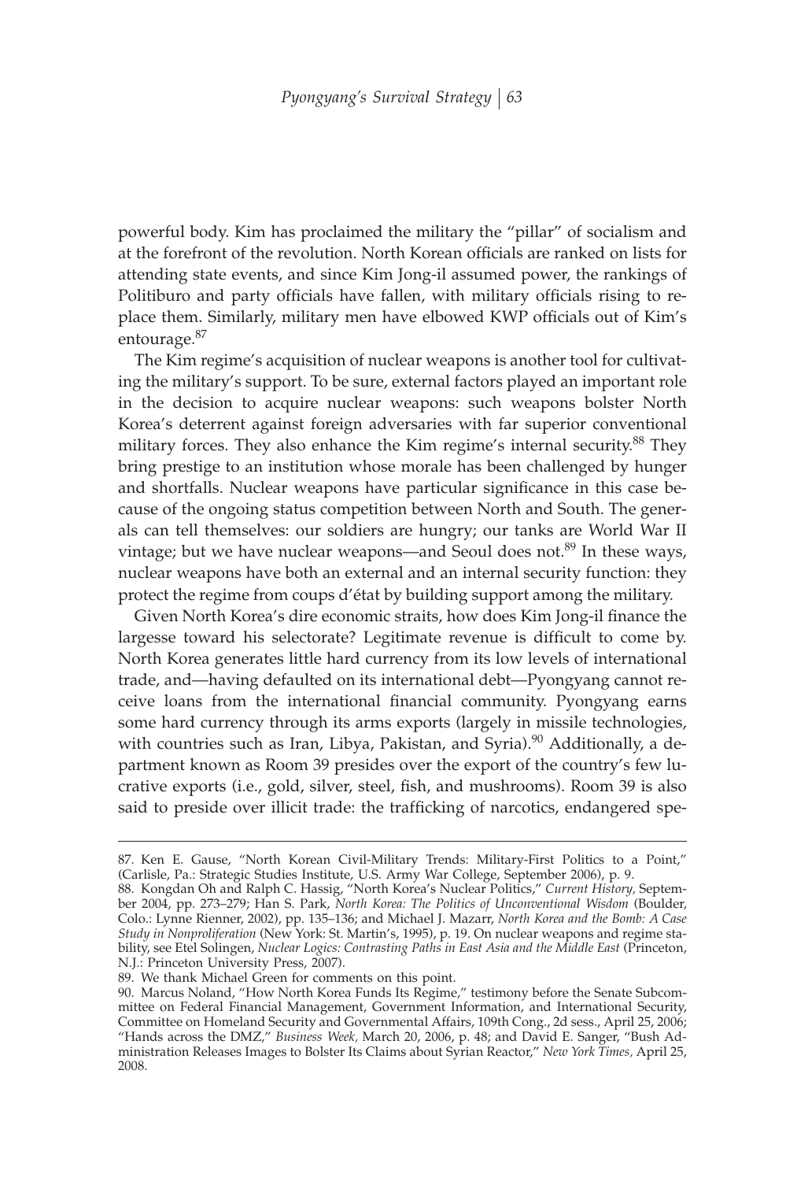powerful body. Kim has proclaimed the military the "pillar" of socialism and at the forefront of the revolution. North Korean officials are ranked on lists for attending state events, and since Kim Jong-il assumed power, the rankings of Politiburo and party officials have fallen, with military officials rising to replace them. Similarly, military men have elbowed KWP officials out of Kim's entourage.[87]

The Kim regime's acquisition of nuclear weapons is another tool for cultivating the military's support. To be sure, external factors played an important role in the decision to acquire nuclear weapons: such weapons bolster North Korea's deterrent against foreign adversaries with far superior conventional military forces. They also enhance the Kim regime's internal security.[88] They bring prestige to an institution whose morale has been challenged by hunger and shortfalls. Nuclear weapons have particular significance in this case because of the ongoing status competition between North and South. The generals can tell themselves: our soldiers are hungry; our tanks are World War II vintage; but we have nuclear weapons—and Seoul does not.[89] In these ways, nuclear weapons have both an external and an internal security function: they protect the regime from coups d'état by building support among the military.

Given North Korea's dire economic straits, how does Kim Jong-il finance the largesse toward his selectorate? Legitimate revenue is difficult to come by. North Korea generates little hard currency from its low levels of international trade, and—having defaulted on its international debt—Pyongyang cannot receive loans from the international financial community. Pyongyang earns some hard currency through its arms exports (largely in missile technologies, with countries such as Iran, Libya, Pakistan, and Syria).[90] Additionally, a department known as Room 39 presides over the export of the country's few lucrative exports (i.e., gold, silver, steel, fish, and mushrooms). Room 39 is also said to preside over illicit trade: the trafficking of narcotics, endangered spe-

---

87. Ken E. Gause, "North Korean Civil-Military Trends: Military-First Politics to a Point," (Carlisle, Pa.: Strategic Studies Institute, U.S. Army War College, September 2006), p. 9.

88. Kongdan Oh and Ralph C. Hassig, "North Korea's Nuclear Politics," *Current History,* September 2004, pp. 273–279; Han S. Park, *North Korea: The Politics of Unconventional Wisdom* (Boulder, Colo.: Lynne Rienner, 2002), pp. 135–136; and Michael J. Mazarr, *North Korea and the Bomb: A Case Study in Nonproliferation* (New York: St. Martin's, 1995), p. 19. On nuclear weapons and regime stability, see Etel Solingen, *Nuclear Logics: Contrasting Paths in East Asia and the Middle East* (Princeton, N.J.: Princeton University Press, 2007).

89. We thank Michael Green for comments on this point.

90. Marcus Noland, "How North Korea Funds Its Regime," testimony before the Senate Subcommittee on Federal Financial Management, Government Information, and International Security, Committee on Homeland Security and Governmental Affairs, 109th Cong., 2d sess., April 25, 2006; "Hands across the DMZ," *Business Week,* March 20, 2006, p. 48; and David E. Sanger, "Bush Administration Releases Images to Bolster Its Claims about Syrian Reactor," *New York Times,* April 25, 2008.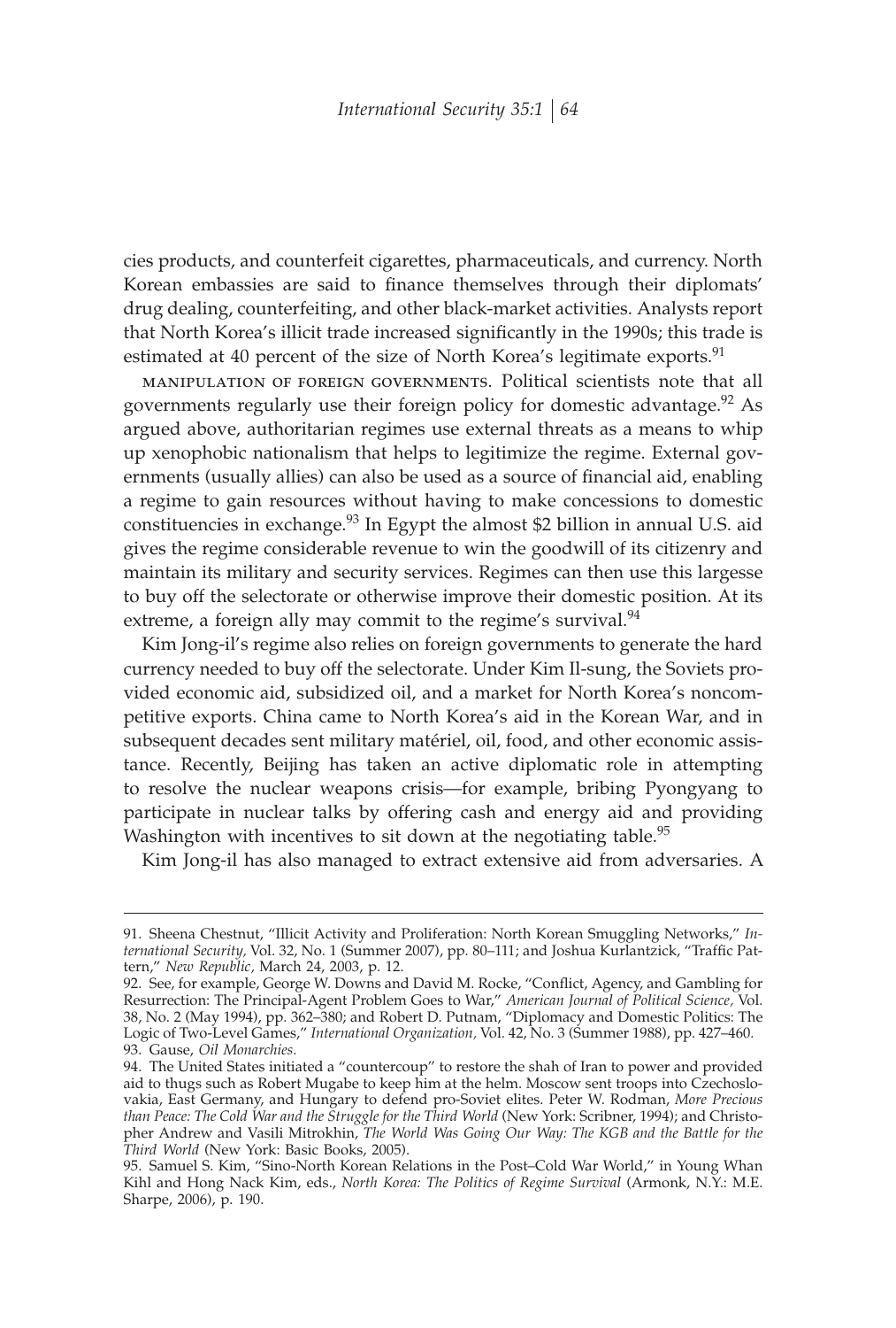cies products, and counterfeit cigarettes, pharmaceuticals, and currency. North Korean embassies are said to finance themselves through their diplomats' drug dealing, counterfeiting, and other black-market activities. Analysts report that North Korea's illicit trade increased significantly in the 1990s; this trade is estimated at 40 percent of the size of North Korea's legitimate exports.[91]

MANIPULATION OF FOREIGN GOVERNMENTS. Political scientists note that all governments regularly use their foreign policy for domestic advantage.[92] As argued above, authoritarian regimes use external threats as a means to whip up xenophobic nationalism that helps to legitimize the regime. External governments (usually allies) can also be used as a source of financial aid, enabling a regime to gain resources without having to make concessions to domestic constituencies in exchange.[93] In Egypt the almost $2 billion in annual U.S. aid gives the regime considerable revenue to win the goodwill of its citizenry and maintain its military and security services. Regimes can then use this largesse to buy off the selectorate or otherwise improve their domestic position. At its extreme, a foreign ally may commit to the regime's survival.[94]

Kim Jong-il's regime also relies on foreign governments to generate the hard currency needed to buy off the selectorate. Under Kim Il-sung, the Soviets provided economic aid, subsidized oil, and a market for North Korea's noncompetitive exports. China came to North Korea's aid in the Korean War, and in subsequent decades sent military matériel, oil, food, and other economic assistance. Recently, Beijing has taken an active diplomatic role in attempting to resolve the nuclear weapons crisis—for example, bribing Pyongyang to participate in nuclear talks by offering cash and energy aid and providing Washington with incentives to sit down at the negotiating table.[95]

Kim Jong-il has also managed to extract extensive aid from adversaries. A

---

91. Sheena Chestnut, "Illicit Activity and Proliferation: North Korean Smuggling Networks," *International Security,* Vol. 32, No. 1 (Summer 2007), pp. 80–111; and Joshua Kurlantzick, "Traffic Pattern," *New Republic,* March 24, 2003, p. 12.

92. See, for example, George W. Downs and David M. Rocke, "Conflict, Agency, and Gambling for Resurrection: The Principal-Agent Problem Goes to War," *American Journal of Political Science,* Vol. 38, No. 2 (May 1994), pp. 362–380; and Robert D. Putnam, "Diplomacy and Domestic Politics: The Logic of Two-Level Games," *International Organization,* Vol. 42, No. 3 (Summer 1988), pp. 427–460.

93. Gause, *Oil Monarchies.*

94. The United States initiated a "countercoup" to restore the shah of Iran to power and provided aid to thugs such as Robert Mugabe to keep him at the helm. Moscow sent troops into Czechoslovakia, East Germany, and Hungary to defend pro-Soviet elites. Peter W. Rodman, *More Precious than Peace: The Cold War and the Struggle for the Third World* (New York: Scribner, 1994); and Christopher Andrew and Vasili Mitrokhin, *The World Was Going Our Way: The KGB and the Battle for the Third World* (New York: Basic Books, 2005).

95. Samuel S. Kim, "Sino-North Korean Relations in the Post–Cold War World," in Young Whan Kihl and Hong Nack Kim, eds., *North Korea: The Politics of Regime Survival* (Armonk, N.Y.: M.E. Sharpe, 2006), p. 190.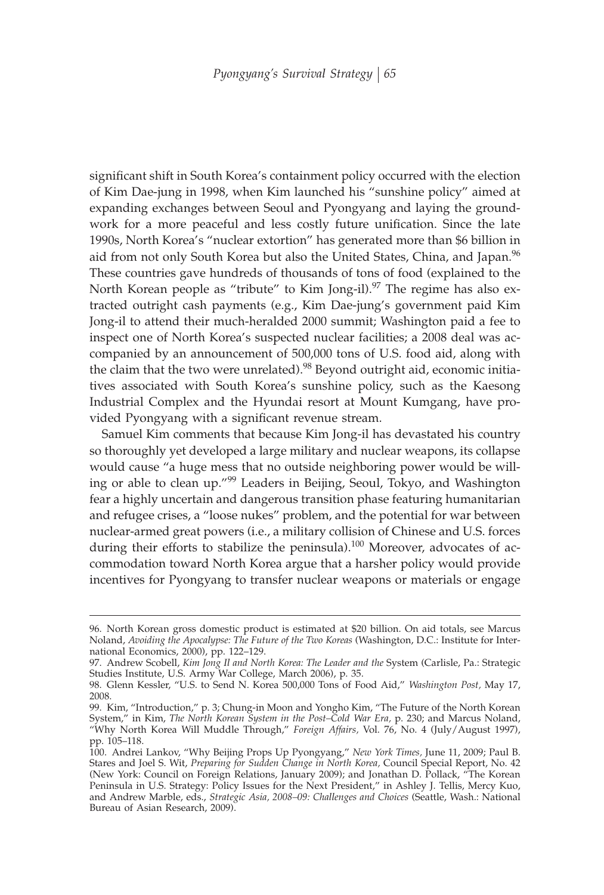significant shift in South Korea's containment policy occurred with the election of Kim Dae-jung in 1998, when Kim launched his "sunshine policy" aimed at expanding exchanges between Seoul and Pyongyang and laying the groundwork for a more peaceful and less costly future unification. Since the late 1990s, North Korea's "nuclear extortion" has generated more than $6 billion in aid from not only South Korea but also the United States, China, and Japan.[96] These countries gave hundreds of thousands of tons of food (explained to the North Korean people as "tribute" to Kim Jong-il).[97] The regime has also extracted outright cash payments (e.g., Kim Dae-jung's government paid Kim Jong-il to attend their much-heralded 2000 summit; Washington paid a fee to inspect one of North Korea's suspected nuclear facilities; a 2008 deal was accompanied by an announcement of 500,000 tons of U.S. food aid, along with the claim that the two were unrelated).[98] Beyond outright aid, economic initiatives associated with South Korea's sunshine policy, such as the Kaesong Industrial Complex and the Hyundai resort at Mount Kumgang, have provided Pyongyang with a significant revenue stream.

Samuel Kim comments that because Kim Jong-il has devastated his country so thoroughly yet developed a large military and nuclear weapons, its collapse would cause "a huge mess that no outside neighboring power would be willing or able to clean up."[99] Leaders in Beijing, Seoul, Tokyo, and Washington fear a highly uncertain and dangerous transition phase featuring humanitarian and refugee crises, a "loose nukes" problem, and the potential for war between nuclear-armed great powers (i.e., a military collision of Chinese and U.S. forces during their efforts to stabilize the peninsula).[100] Moreover, advocates of accommodation toward North Korea argue that a harsher policy would provide incentives for Pyongyang to transfer nuclear weapons or materials or engage

---

96. North Korean gross domestic product is estimated at $20 billion. On aid totals, see Marcus Noland, *Avoiding the Apocalypse: The Future of the Two Koreas* (Washington, D.C.: Institute for International Economics, 2000), pp. 122–129.

97. Andrew Scobell, *Kim Jong Il and North Korea: The Leader and the* System (Carlisle, Pa.: Strategic Studies Institute, U.S. Army War College, March 2006), p. 35.

98. Glenn Kessler, "U.S. to Send N. Korea 500,000 Tons of Food Aid," *Washington Post,* May 17, 2008.

99. Kim, "Introduction," p. 3; Chung-in Moon and Yongho Kim, "The Future of the North Korean System," in Kim, *The North Korean System in the Post–Cold War Era,* p. 230; and Marcus Noland, "Why North Korea Will Muddle Through," *Foreign Affairs,* Vol. 76, No. 4 (July/August 1997), pp. 105–118.

100. Andrei Lankov, "Why Beijing Props Up Pyongyang," *New York Times,* June 11, 2009; Paul B. Stares and Joel S. Wit, *Preparing for Sudden Change in North Korea,* Council Special Report, No. 42 (New York: Council on Foreign Relations, January 2009); and Jonathan D. Pollack, "The Korean Peninsula in U.S. Strategy: Policy Issues for the Next President," in Ashley J. Tellis, Mercy Kuo, and Andrew Marble, eds., *Strategic Asia, 2008–09: Challenges and Choices* (Seattle, Wash.: National Bureau of Asian Research, 2009).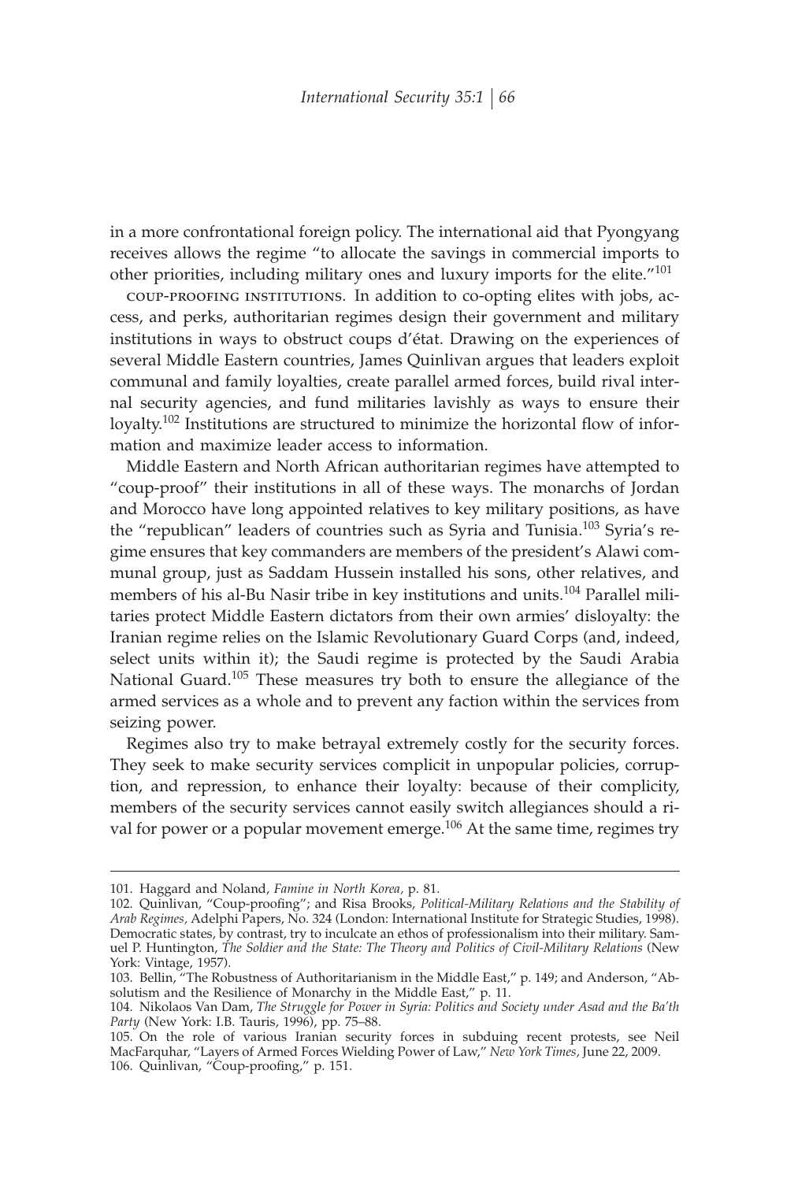in a more confrontational foreign policy. The international aid that Pyongyang receives allows the regime "to allocate the savings in commercial imports to other priorities, including military ones and luxury imports for the elite."[101]

COUP-PROOFING INSTITUTIONS. In addition to co-opting elites with jobs, access, and perks, authoritarian regimes design their government and military institutions in ways to obstruct coups d'état. Drawing on the experiences of several Middle Eastern countries, James Quinlivan argues that leaders exploit communal and family loyalties, create parallel armed forces, build rival internal security agencies, and fund militaries lavishly as ways to ensure their loyalty.[102] Institutions are structured to minimize the horizontal flow of information and maximize leader access to information.

Middle Eastern and North African authoritarian regimes have attempted to "coup-proof" their institutions in all of these ways. The monarchs of Jordan and Morocco have long appointed relatives to key military positions, as have the "republican" leaders of countries such as Syria and Tunisia.[103] Syria's regime ensures that key commanders are members of the president's Alawi communal group, just as Saddam Hussein installed his sons, other relatives, and members of his al-Bu Nasir tribe in key institutions and units.[104] Parallel militaries protect Middle Eastern dictators from their own armies' disloyalty: the Iranian regime relies on the Islamic Revolutionary Guard Corps (and, indeed, select units within it); the Saudi regime is protected by the Saudi Arabia National Guard.[105] These measures try both to ensure the allegiance of the armed services as a whole and to prevent any faction within the services from seizing power.

Regimes also try to make betrayal extremely costly for the security forces. They seek to make security services complicit in unpopular policies, corruption, and repression, to enhance their loyalty: because of their complicity, members of the security services cannot easily switch allegiances should a rival for power or a popular movement emerge.[106] At the same time, regimes try

---

101. Haggard and Noland, *Famine in North Korea,* p. 81.

102. Quinlivan, "Coup-proofing"; and Risa Brooks, *Political-Military Relations and the Stability of Arab Regimes,* Adelphi Papers, No. 324 (London: International Institute for Strategic Studies, 1998). Democratic states, by contrast, try to inculcate an ethos of professionalism into their military. Samuel P. Huntington, *The Soldier and the State: The Theory and Politics of Civil-Military Relations* (New York: Vintage, 1957).

103. Bellin, "The Robustness of Authoritarianism in the Middle East," p. 149; and Anderson, "Absolutism and the Resilience of Monarchy in the Middle East," p. 11.

104. Nikolaos Van Dam, *The Struggle for Power in Syria: Politics and Society under Asad and the Ba'th Party* (New York: I.B. Tauris, 1996), pp. 75–88.

105. On the role of various Iranian security forces in subduing recent protests, see Neil MacFarquhar, "Layers of Armed Forces Wielding Power of Law," *New York Times,* June 22, 2009.

106. Quinlivan, "Coup-proofing," p. 151.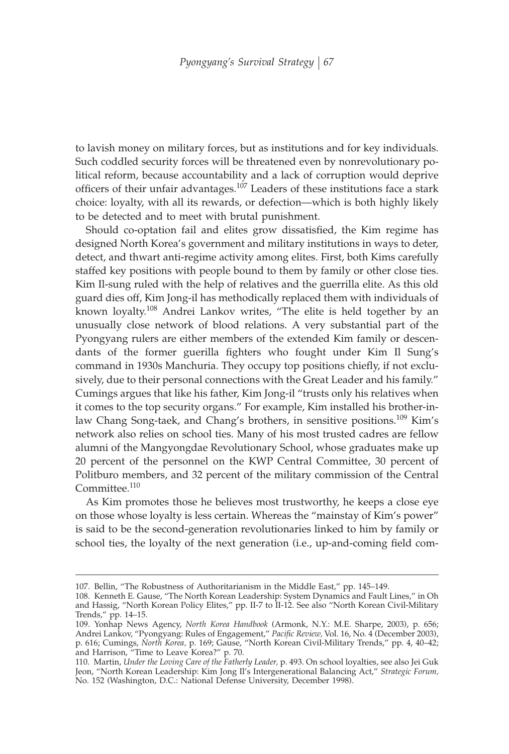to lavish money on military forces, but as institutions and for key individuals. Such coddled security forces will be threatened even by nonrevolutionary political reform, because accountability and a lack of corruption would deprive officers of their unfair advantages.[107] Leaders of these institutions face a stark choice: loyalty, with all its rewards, or defection—which is both highly likely to be detected and to meet with brutal punishment.

Should co-optation fail and elites grow dissatisfied, the Kim regime has designed North Korea's government and military institutions in ways to deter, detect, and thwart anti-regime activity among elites. First, both Kims carefully staffed key positions with people bound to them by family or other close ties. Kim Il-sung ruled with the help of relatives and the guerrilla elite. As this old guard dies off, Kim Jong-il has methodically replaced them with individuals of known loyalty.[108] Andrei Lankov writes, "The elite is held together by an unusually close network of blood relations. A very substantial part of the Pyongyang rulers are either members of the extended Kim family or descendants of the former guerilla fighters who fought under Kim Il Sung's command in 1930s Manchuria. They occupy top positions chiefly, if not exclusively, due to their personal connections with the Great Leader and his family." Cumings argues that like his father, Kim Jong-il "trusts only his relatives when it comes to the top security organs." For example, Kim installed his brother-in-law Chang Song-taek, and Chang's brothers, in sensitive positions.[109] Kim's network also relies on school ties. Many of his most trusted cadres are fellow alumni of the Mangyongdae Revolutionary School, whose graduates make up 20 percent of the personnel on the KWP Central Committee, 30 percent of Politburo members, and 32 percent of the military commission of the Central Committee.[110]

As Kim promotes those he believes most trustworthy, he keeps a close eye on those whose loyalty is less certain. Whereas the "mainstay of Kim's power" is said to be the second-generation revolutionaries linked to him by family or school ties, the loyalty of the next generation (i.e., up-and-coming field com-

---

107. Bellin, "The Robustness of Authoritarianism in the Middle East," pp. 145–149.

108. Kenneth E. Gause, "The North Korean Leadership: System Dynamics and Fault Lines," in Oh and Hassig, "North Korean Policy Elites," pp. II-7 to II-12. See also "North Korean Civil-Military Trends," pp. 14–15.

109. Yonhap News Agency, *North Korea Handbook* (Armonk, N.Y.: M.E. Sharpe, 2003), p. 656; Andrei Lankov, "Pyongyang: Rules of Engagement," *Pacific Review,* Vol. 16, No. 4 (December 2003), p. 616; Cumings, *North Korea,* p. 169; Gause, "North Korean Civil-Military Trends," pp. 4, 40–42; and Harrison, "Time to Leave Korea?" p. 70.

110. Martin, *Under the Loving Care of the Fatherly Leader,* p. 493. On school loyalties, see also Jei Guk Jeon, "North Korean Leadership: Kim Jong Il's Intergenerational Balancing Act," *Strategic Forum,* No. 152 (Washington, D.C.: National Defense University, December 1998).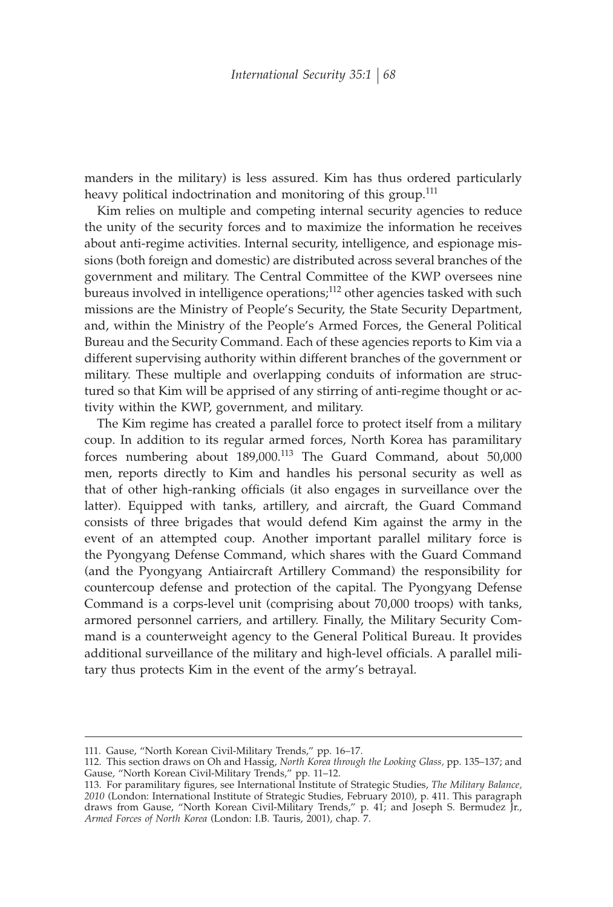manders in the military) is less assured. Kim has thus ordered particularly heavy political indoctrination and monitoring of this group.[111]

Kim relies on multiple and competing internal security agencies to reduce the unity of the security forces and to maximize the information he receives about anti-regime activities. Internal security, intelligence, and espionage missions (both foreign and domestic) are distributed across several branches of the government and military. The Central Committee of the KWP oversees nine bureaus involved in intelligence operations;[112] other agencies tasked with such missions are the Ministry of People's Security, the State Security Department, and, within the Ministry of the People's Armed Forces, the General Political Bureau and the Security Command. Each of these agencies reports to Kim via a different supervising authority within different branches of the government or military. These multiple and overlapping conduits of information are structured so that Kim will be apprised of any stirring of anti-regime thought or activity within the KWP, government, and military.

The Kim regime has created a parallel force to protect itself from a military coup. In addition to its regular armed forces, North Korea has paramilitary forces numbering about 189,000.[113] The Guard Command, about 50,000 men, reports directly to Kim and handles his personal security as well as that of other high-ranking officials (it also engages in surveillance over the latter). Equipped with tanks, artillery, and aircraft, the Guard Command consists of three brigades that would defend Kim against the army in the event of an attempted coup. Another important parallel military force is the Pyongyang Defense Command, which shares with the Guard Command (and the Pyongyang Antiaircraft Artillery Command) the responsibility for countercoup defense and protection of the capital. The Pyongyang Defense Command is a corps-level unit (comprising about 70,000 troops) with tanks, armored personnel carriers, and artillery. Finally, the Military Security Command is a counterweight agency to the General Political Bureau. It provides additional surveillance of the military and high-level officials. A parallel military thus protects Kim in the event of the army's betrayal.

---

111. Gause, "North Korean Civil-Military Trends," pp. 16–17.

112. This section draws on Oh and Hassig, *North Korea through the Looking Glass,* pp. 135–137; and Gause, "North Korean Civil-Military Trends," pp. 11–12.

113. For paramilitary figures, see International Institute of Strategic Studies, *The Military Balance, 2010* (London: International Institute of Strategic Studies, February 2010), p. 411. This paragraph draws from Gause, "North Korean Civil-Military Trends," p. 41; and Joseph S. Bermudez Jr., *Armed Forces of North Korea* (London: I.B. Tauris, 2001), chap. 7.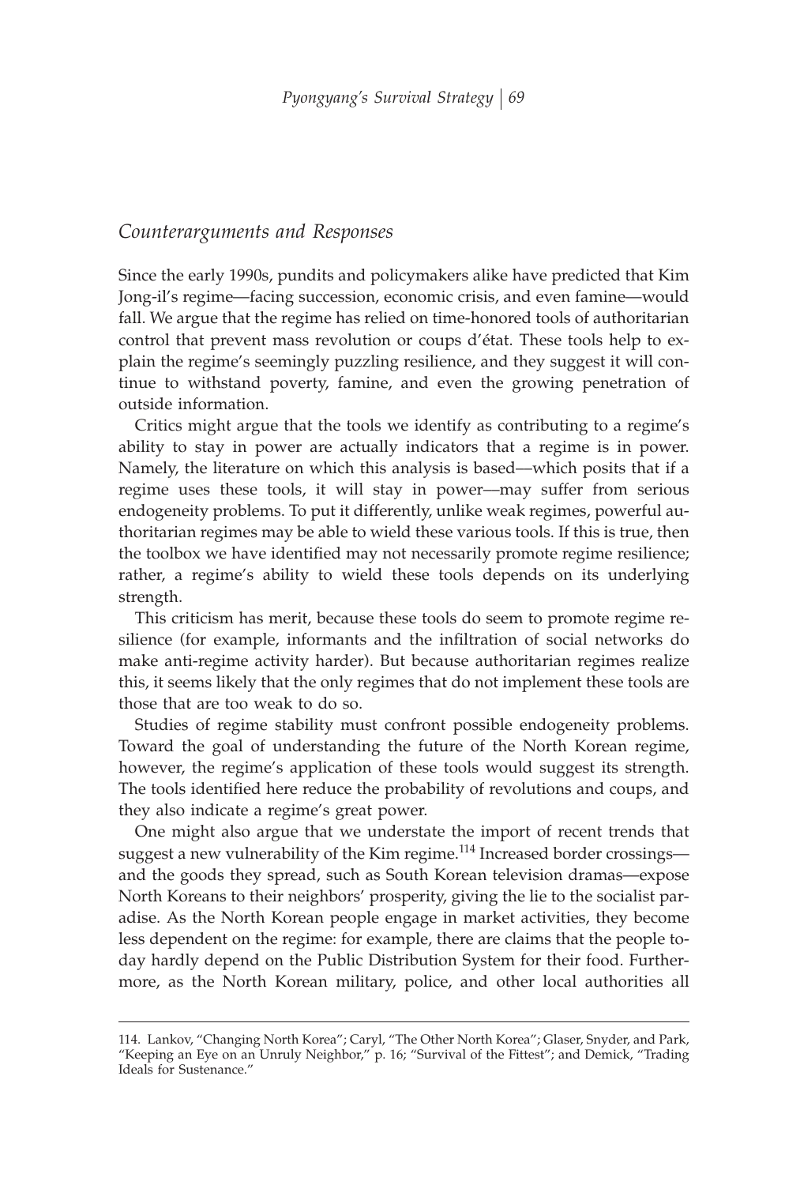## *Counterarguments and Responses*

Since the early 1990s, pundits and policymakers alike have predicted that Kim Jong-il's regime—facing succession, economic crisis, and even famine—would fall. We argue that the regime has relied on time-honored tools of authoritarian control that prevent mass revolution or coups d'état. These tools help to explain the regime's seemingly puzzling resilience, and they suggest it will continue to withstand poverty, famine, and even the growing penetration of outside information.

Critics might argue that the tools we identify as contributing to a regime's ability to stay in power are actually indicators that a regime is in power. Namely, the literature on which this analysis is based—which posits that if a regime uses these tools, it will stay in power—may suffer from serious endogeneity problems. To put it differently, unlike weak regimes, powerful authoritarian regimes may be able to wield these various tools. If this is true, then the toolbox we have identified may not necessarily promote regime resilience; rather, a regime's ability to wield these tools depends on its underlying strength.

This criticism has merit, because these tools do seem to promote regime resilience (for example, informants and the infiltration of social networks do make anti-regime activity harder). But because authoritarian regimes realize this, it seems likely that the only regimes that do not implement these tools are those that are too weak to do so.

Studies of regime stability must confront possible endogeneity problems. Toward the goal of understanding the future of the North Korean regime, however, the regime's application of these tools would suggest its strength. The tools identified here reduce the probability of revolutions and coups, and they also indicate a regime's great power.

One might also argue that we understate the import of recent trends that suggest a new vulnerability of the Kim regime.[114] Increased border crossings—and the goods they spread, such as South Korean television dramas—expose North Koreans to their neighbors' prosperity, giving the lie to the socialist paradise. As the North Korean people engage in market activities, they become less dependent on the regime: for example, there are claims that the people today hardly depend on the Public Distribution System for their food. Furthermore, as the North Korean military, police, and other local authorities all

114. Lankov, "Changing North Korea"; Caryl, "The Other North Korea"; Glaser, Snyder, and Park, "Keeping an Eye on an Unruly Neighbor," p. 16; "Survival of the Fittest"; and Demick, "Trading Ideals for Sustenance."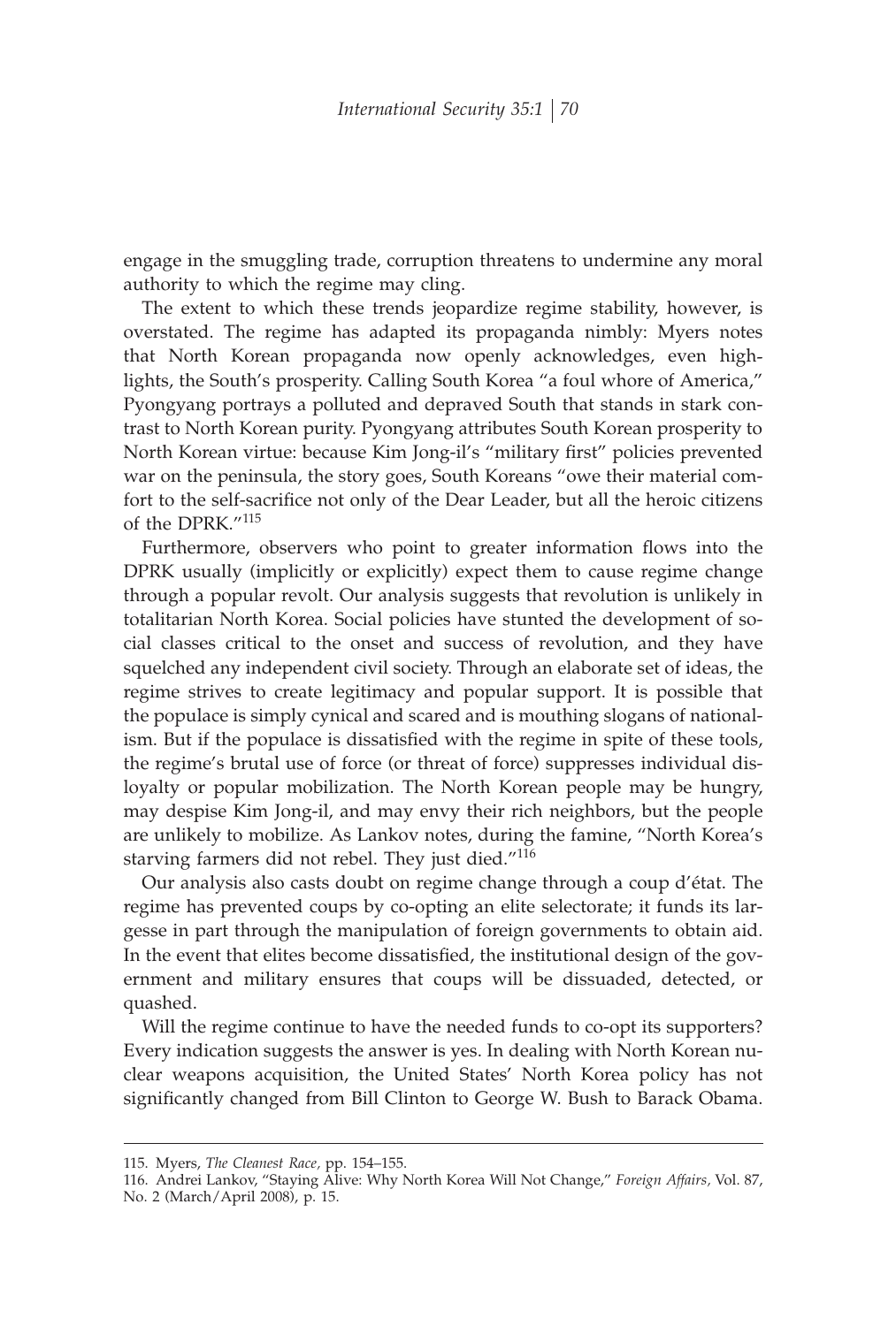engage in the smuggling trade, corruption threatens to undermine any moral authority to which the regime may cling.

The extent to which these trends jeopardize regime stability, however, is overstated. The regime has adapted its propaganda nimbly: Myers notes that North Korean propaganda now openly acknowledges, even highlights, the South's prosperity. Calling South Korea "a foul whore of America," Pyongyang portrays a polluted and depraved South that stands in stark contrast to North Korean purity. Pyongyang attributes South Korean prosperity to North Korean virtue: because Kim Jong-il's "military first" policies prevented war on the peninsula, the story goes, South Koreans "owe their material comfort to the self-sacrifice not only of the Dear Leader, but all the heroic citizens of the DPRK."[115]

Furthermore, observers who point to greater information flows into the DPRK usually (implicitly or explicitly) expect them to cause regime change through a popular revolt. Our analysis suggests that revolution is unlikely in totalitarian North Korea. Social policies have stunted the development of social classes critical to the onset and success of revolution, and they have squelched any independent civil society. Through an elaborate set of ideas, the regime strives to create legitimacy and popular support. It is possible that the populace is simply cynical and scared and is mouthing slogans of nationalism. But if the populace is dissatisfied with the regime in spite of these tools, the regime's brutal use of force (or threat of force) suppresses individual disloyalty or popular mobilization. The North Korean people may be hungry, may despise Kim Jong-il, and may envy their rich neighbors, but the people are unlikely to mobilize. As Lankov notes, during the famine, "North Korea's starving farmers did not rebel. They just died."[116]

Our analysis also casts doubt on regime change through a coup d'état. The regime has prevented coups by co-opting an elite selectorate; it funds its largesse in part through the manipulation of foreign governments to obtain aid. In the event that elites become dissatisfied, the institutional design of the government and military ensures that coups will be dissuaded, detected, or quashed.

Will the regime continue to have the needed funds to co-opt its supporters? Every indication suggests the answer is yes. In dealing with North Korean nuclear weapons acquisition, the United States' North Korea policy has not significantly changed from Bill Clinton to George W. Bush to Barack Obama.

---

115. Myers, *The Cleanest Race,* pp. 154–155.

116. Andrei Lankov, "Staying Alive: Why North Korea Will Not Change," *Foreign Affairs,* Vol. 87, No. 2 (March/April 2008), p. 15.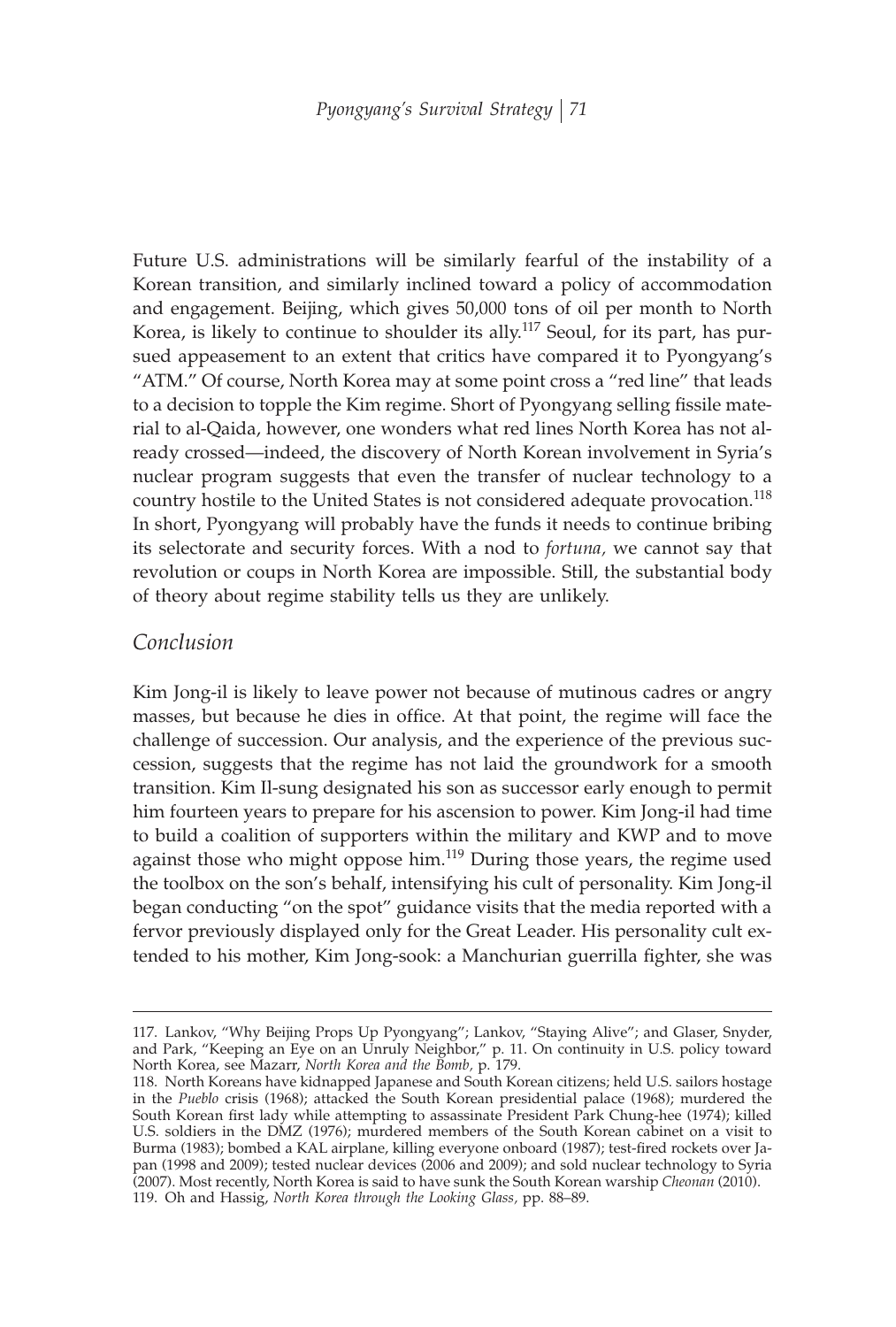Future U.S. administrations will be similarly fearful of the instability of a Korean transition, and similarly inclined toward a policy of accommodation and engagement. Beijing, which gives 50,000 tons of oil per month to North Korea, is likely to continue to shoulder its ally.[117] Seoul, for its part, has pursued appeasement to an extent that critics have compared it to Pyongyang's "ATM." Of course, North Korea may at some point cross a "red line" that leads to a decision to topple the Kim regime. Short of Pyongyang selling fissile material to al-Qaida, however, one wonders what red lines North Korea has not already crossed—indeed, the discovery of North Korean involvement in Syria's nuclear program suggests that even the transfer of nuclear technology to a country hostile to the United States is not considered adequate provocation.[118] In short, Pyongyang will probably have the funds it needs to continue bribing its selectorate and security forces. With a nod to *fortuna,* we cannot say that revolution or coups in North Korea are impossible. Still, the substantial body of theory about regime stability tells us they are unlikely.

## *Conclusion*

Kim Jong-il is likely to leave power not because of mutinous cadres or angry masses, but because he dies in office. At that point, the regime will face the challenge of succession. Our analysis, and the experience of the previous succession, suggests that the regime has not laid the groundwork for a smooth transition. Kim Il-sung designated his son as successor early enough to permit him fourteen years to prepare for his ascension to power. Kim Jong-il had time to build a coalition of supporters within the military and KWP and to move against those who might oppose him.[119] During those years, the regime used the toolbox on the son's behalf, intensifying his cult of personality. Kim Jong-il began conducting "on the spot" guidance visits that the media reported with a fervor previously displayed only for the Great Leader. His personality cult extended to his mother, Kim Jong-sook: a Manchurian guerrilla fighter, she was

---

117. Lankov, "Why Beijing Props Up Pyongyang"; Lankov, "Staying Alive"; and Glaser, Snyder, and Park, "Keeping an Eye on an Unruly Neighbor," p. 11. On continuity in U.S. policy toward North Korea, see Mazarr, *North Korea and the Bomb,* p. 179.

118. North Koreans have kidnapped Japanese and South Korean citizens; held U.S. sailors hostage in the *Pueblo* crisis (1968); attacked the South Korean presidential palace (1968); murdered the South Korean first lady while attempting to assassinate President Park Chung-hee (1974); killed U.S. soldiers in the DMZ (1976); murdered members of the South Korean cabinet on a visit to Burma (1983); bombed a KAL airplane, killing everyone onboard (1987); test-fired rockets over Japan (1998 and 2009); tested nuclear devices (2006 and 2009); and sold nuclear technology to Syria (2007). Most recently, North Korea is said to have sunk the South Korean warship *Cheonan* (2010).

119. Oh and Hassig, *North Korea through the Looking Glass,* pp. 88–89.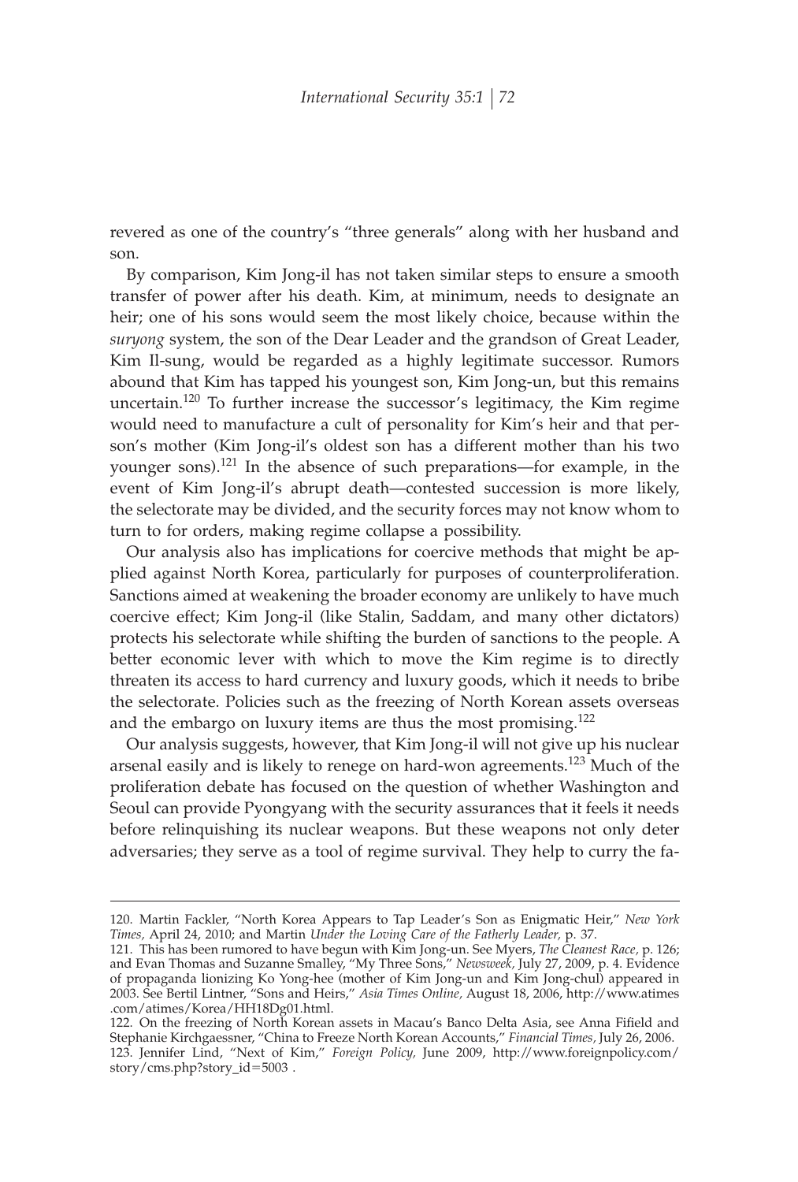revered as one of the country's "three generals" along with her husband and son.

By comparison, Kim Jong-il has not taken similar steps to ensure a smooth transfer of power after his death. Kim, at minimum, needs to designate an heir; one of his sons would seem the most likely choice, because within the *suryong* system, the son of the Dear Leader and the grandson of Great Leader, Kim Il-sung, would be regarded as a highly legitimate successor. Rumors abound that Kim has tapped his youngest son, Kim Jong-un, but this remains uncertain.[120] To further increase the successor's legitimacy, the Kim regime would need to manufacture a cult of personality for Kim's heir and that person's mother (Kim Jong-il's oldest son has a different mother than his two younger sons).[121] In the absence of such preparations—for example, in the event of Kim Jong-il's abrupt death—contested succession is more likely, the selectorate may be divided, and the security forces may not know whom to turn to for orders, making regime collapse a possibility.

Our analysis also has implications for coercive methods that might be applied against North Korea, particularly for purposes of counterproliferation. Sanctions aimed at weakening the broader economy are unlikely to have much coercive effect; Kim Jong-il (like Stalin, Saddam, and many other dictators) protects his selectorate while shifting the burden of sanctions to the people. A better economic lever with which to move the Kim regime is to directly threaten its access to hard currency and luxury goods, which it needs to bribe the selectorate. Policies such as the freezing of North Korean assets overseas and the embargo on luxury items are thus the most promising.[122]

Our analysis suggests, however, that Kim Jong-il will not give up his nuclear arsenal easily and is likely to renege on hard-won agreements.[123] Much of the proliferation debate has focused on the question of whether Washington and Seoul can provide Pyongyang with the security assurances that it feels it needs before relinquishing its nuclear weapons. But these weapons not only deter adversaries; they serve as a tool of regime survival. They help to curry the fa-

---

120. Martin Fackler, "North Korea Appears to Tap Leader's Son as Enigmatic Heir," *New York Times,* April 24, 2010; and Martin *Under the Loving Care of the Fatherly Leader,* p. 37.

121. This has been rumored to have begun with Kim Jong-un. See Myers, *The Cleanest Race,* p. 126; and Evan Thomas and Suzanne Smalley, "My Three Sons," *Newsweek,* July 27, 2009, p. 4. Evidence of propaganda lionizing Ko Yong-hee (mother of Kim Jong-un and Kim Jong-chul) appeared in 2003. See Bertil Lintner, "Sons and Heirs," *Asia Times Online,* August 18, 2006, http://www.atimes.com/atimes/Korea/HH18Dg01.html.

122. On the freezing of North Korean assets in Macau's Banco Delta Asia, see Anna Fifield and Stephanie Kirchgaessner, "China to Freeze North Korean Accounts," *Financial Times,* July 26, 2006.

123. Jennifer Lind, "Next of Kim," *Foreign Policy,* June 2009, http://www.foreignpolicy.com/story/cms.php?story_id=5003 .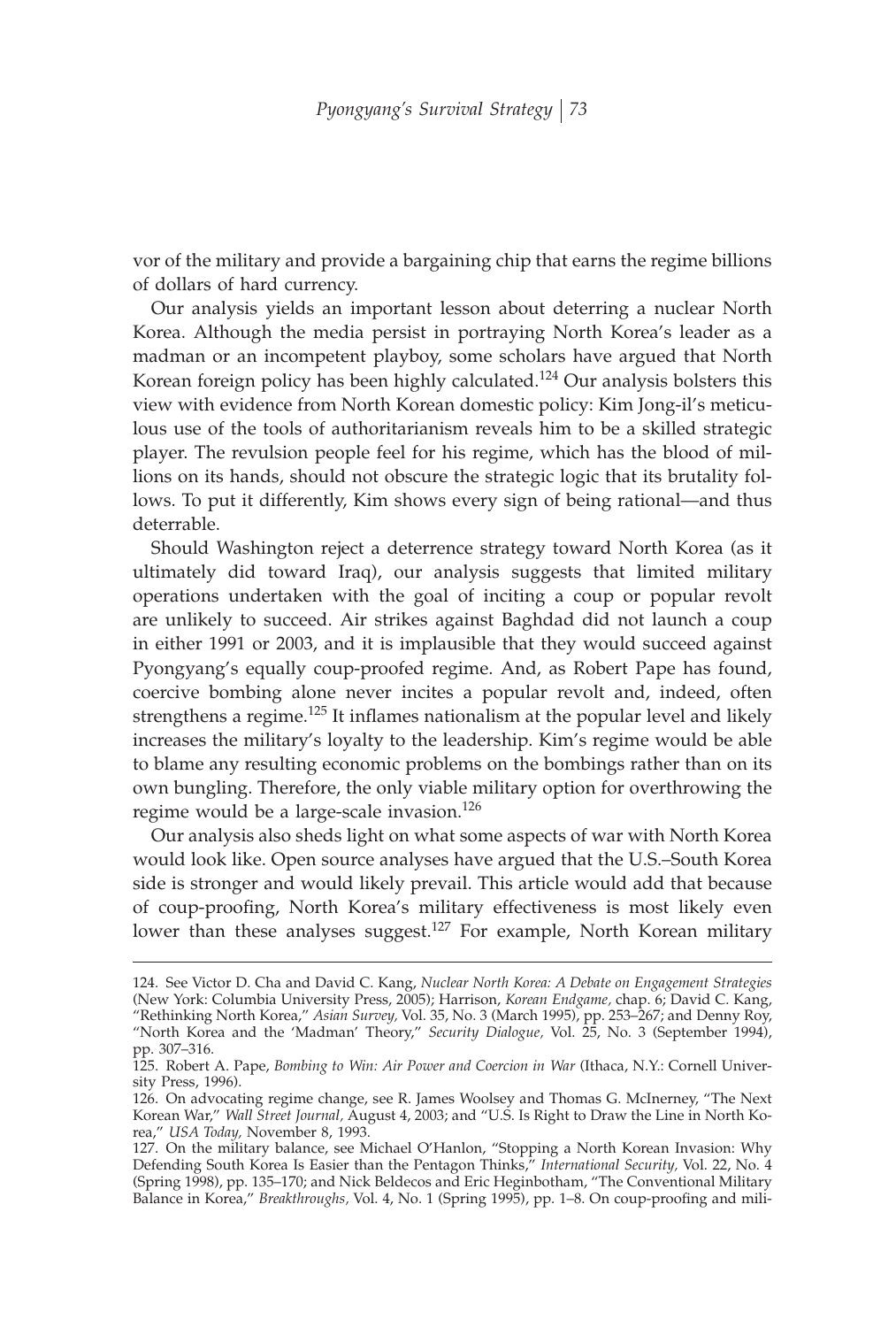vor of the military and provide a bargaining chip that earns the regime billions of dollars of hard currency.

Our analysis yields an important lesson about deterring a nuclear North Korea. Although the media persist in portraying North Korea's leader as a madman or an incompetent playboy, some scholars have argued that North Korean foreign policy has been highly calculated.[124] Our analysis bolsters this view with evidence from North Korean domestic policy: Kim Jong-il's meticulous use of the tools of authoritarianism reveals him to be a skilled strategic player. The revulsion people feel for his regime, which has the blood of millions on its hands, should not obscure the strategic logic that its brutality follows. To put it differently, Kim shows every sign of being rational—and thus deterrable.

Should Washington reject a deterrence strategy toward North Korea (as it ultimately did toward Iraq), our analysis suggests that limited military operations undertaken with the goal of inciting a coup or popular revolt are unlikely to succeed. Air strikes against Baghdad did not launch a coup in either 1991 or 2003, and it is implausible that they would succeed against Pyongyang's equally coup-proofed regime. And, as Robert Pape has found, coercive bombing alone never incites a popular revolt and, indeed, often strengthens a regime.[125] It inflames nationalism at the popular level and likely increases the military's loyalty to the leadership. Kim's regime would be able to blame any resulting economic problems on the bombings rather than on its own bungling. Therefore, the only viable military option for overthrowing the regime would be a large-scale invasion.[126]

Our analysis also sheds light on what some aspects of war with North Korea would look like. Open source analyses have argued that the U.S.–South Korea side is stronger and would likely prevail. This article would add that because of coup-proofing, North Korea's military effectiveness is most likely even lower than these analyses suggest.[127] For example, North Korean military

---

124. See Victor D. Cha and David C. Kang, *Nuclear North Korea: A Debate on Engagement Strategies* (New York: Columbia University Press, 2005); Harrison, *Korean Endgame,* chap. 6; David C. Kang, "Rethinking North Korea," *Asian Survey,* Vol. 35, No. 3 (March 1995), pp. 253–267; and Denny Roy, "North Korea and the 'Madman' Theory," *Security Dialogue,* Vol. 25, No. 3 (September 1994), pp. 307–316.

125. Robert A. Pape, *Bombing to Win: Air Power and Coercion in War* (Ithaca, N.Y.: Cornell University Press, 1996).

126. On advocating regime change, see R. James Woolsey and Thomas G. McInerney, "The Next Korean War," *Wall Street Journal,* August 4, 2003; and "U.S. Is Right to Draw the Line in North Korea," *USA Today,* November 8, 1993.

127. On the military balance, see Michael O'Hanlon, "Stopping a North Korean Invasion: Why Defending South Korea Is Easier than the Pentagon Thinks," *International Security,* Vol. 22, No. 4 (Spring 1998), pp. 135–170; and Nick Beldecos and Eric Heginbotham, "The Conventional Military Balance in Korea," *Breakthroughs,* Vol. 4, No. 1 (Spring 1995), pp. 1–8. On coup-proofing and mili-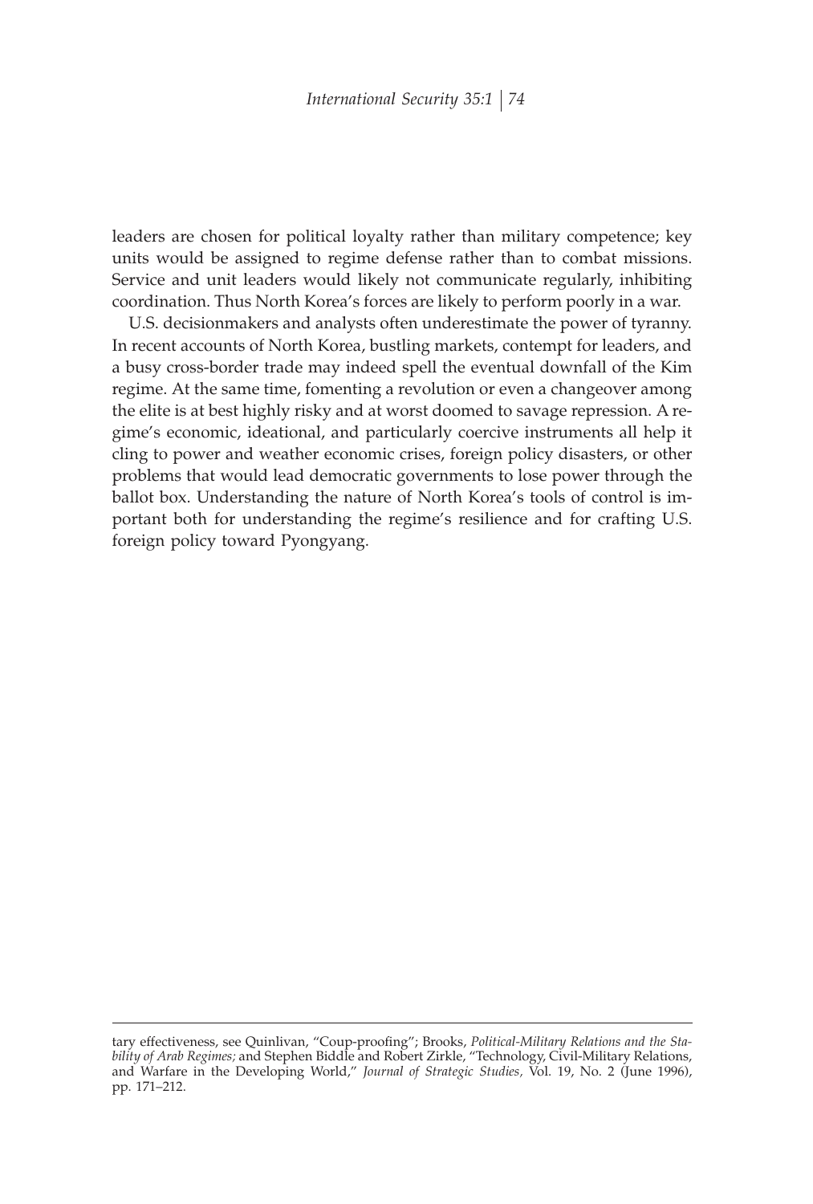leaders are chosen for political loyalty rather than military competence; key units would be assigned to regime defense rather than to combat missions. Service and unit leaders would likely not communicate regularly, inhibiting coordination. Thus North Korea's forces are likely to perform poorly in a war.

U.S. decisionmakers and analysts often underestimate the power of tyranny. In recent accounts of North Korea, bustling markets, contempt for leaders, and a busy cross-border trade may indeed spell the eventual downfall of the Kim regime. At the same time, fomenting a revolution or even a changeover among the elite is at best highly risky and at worst doomed to savage repression. A regime's economic, ideational, and particularly coercive instruments all help it cling to power and weather economic crises, foreign policy disasters, or other problems that would lead democratic governments to lose power through the ballot box. Understanding the nature of North Korea's tools of control is important both for understanding the regime's resilience and for crafting U.S. foreign policy toward Pyongyang.

---

tary effectiveness, see Quinlivan, "Coup-proofing"; Brooks, *Political-Military Relations and the Stability of Arab Regimes;* and Stephen Biddle and Robert Zirkle, "Technology, Civil-Military Relations, and Warfare in the Developing World," *Journal of Strategic Studies,* Vol. 19, No. 2 (June 1996), pp. 171–212.